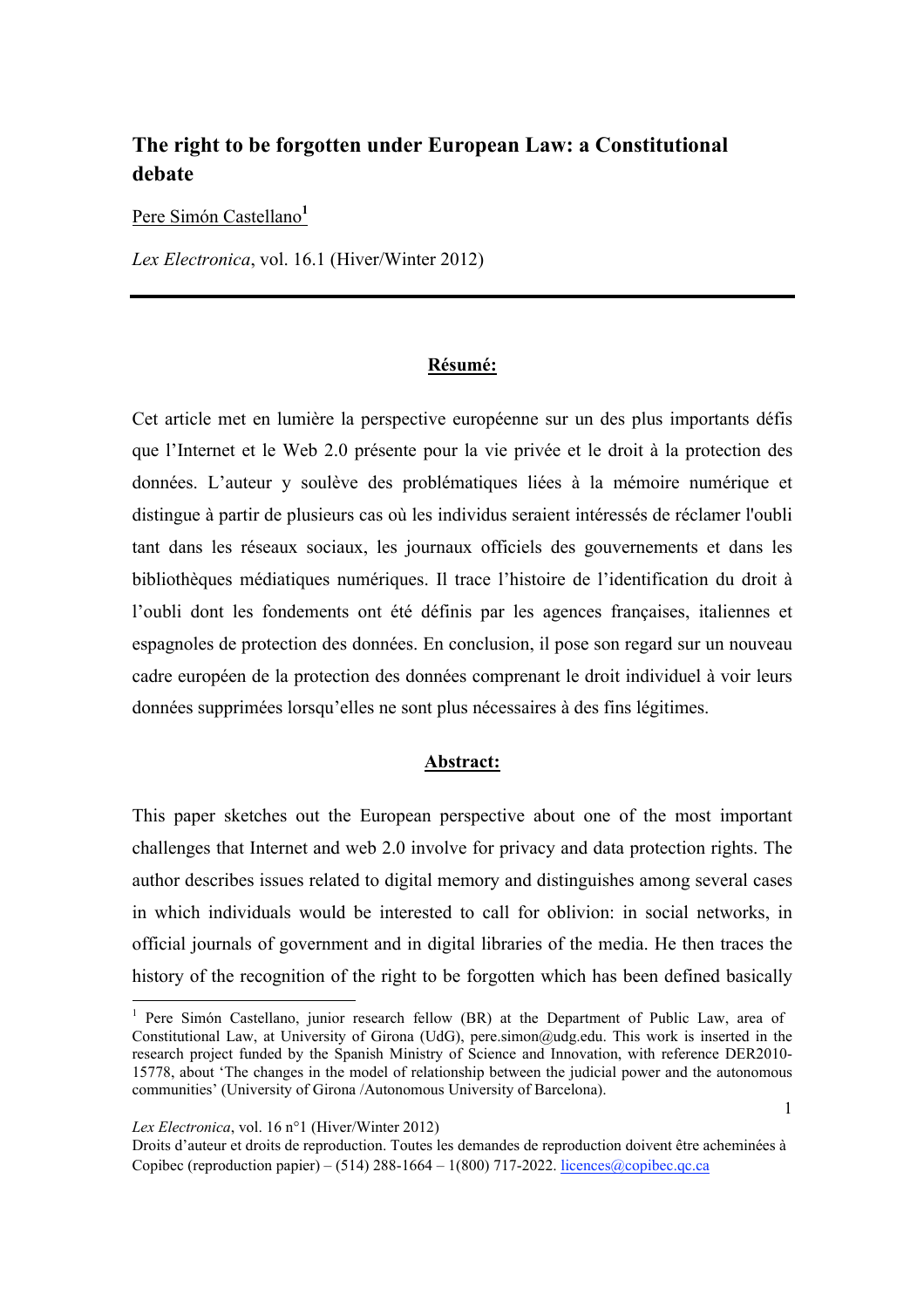# The right to be forgotten under European Law: a Constitutional debate

Pere Simón Castellano[1]

*Lex Electronica*, vol. 16.1 (Hiver/Winter 2012)

---

## Résumé:

Cet article met en lumière la perspective européenne sur un des plus importants défis que l'Internet et le Web 2.0 présente pour la vie privée et le droit à la protection des données. L'auteur y soulève des problématiques liées à la mémoire numérique et distingue à partir de plusieurs cas où les individus seraient intéressés de réclamer l'oubli tant dans les réseaux sociaux, les journaux officiels des gouvernements et dans les bibliothèques médiatiques numériques. Il trace l'histoire de l'identification du droit à l'oubli dont les fondements ont été définis par les agences françaises, italiennes et espagnoles de protection des données. En conclusion, il pose son regard sur un nouveau cadre européen de la protection des données comprenant le droit individuel à voir leurs données supprimées lorsqu'elles ne sont plus nécessaires à des fins légitimes.

## Abstract:

This paper sketches out the European perspective about one of the most important challenges that Internet and web 2.0 involve for privacy and data protection rights. The author describes issues related to digital memory and distinguishes among several cases in which individuals would be interested to call for oblivion: in social networks, in official journals of government and in digital libraries of the media. He then traces the history of the recognition of the right to be forgotten which has been defined basically

---

[1] Pere Simón Castellano, junior research fellow (BR) at the Department of Public Law, area of Constitutional Law, at University of Girona (UdG), pere.simon@udg.edu. This work is inserted in the research project funded by the Spanish Ministry of Science and Innovation, with reference DER2010-15778, about 'The changes in the model of relationship between the judicial power and the autonomous communities' (University of Girona /Autonomous University of Barcelona).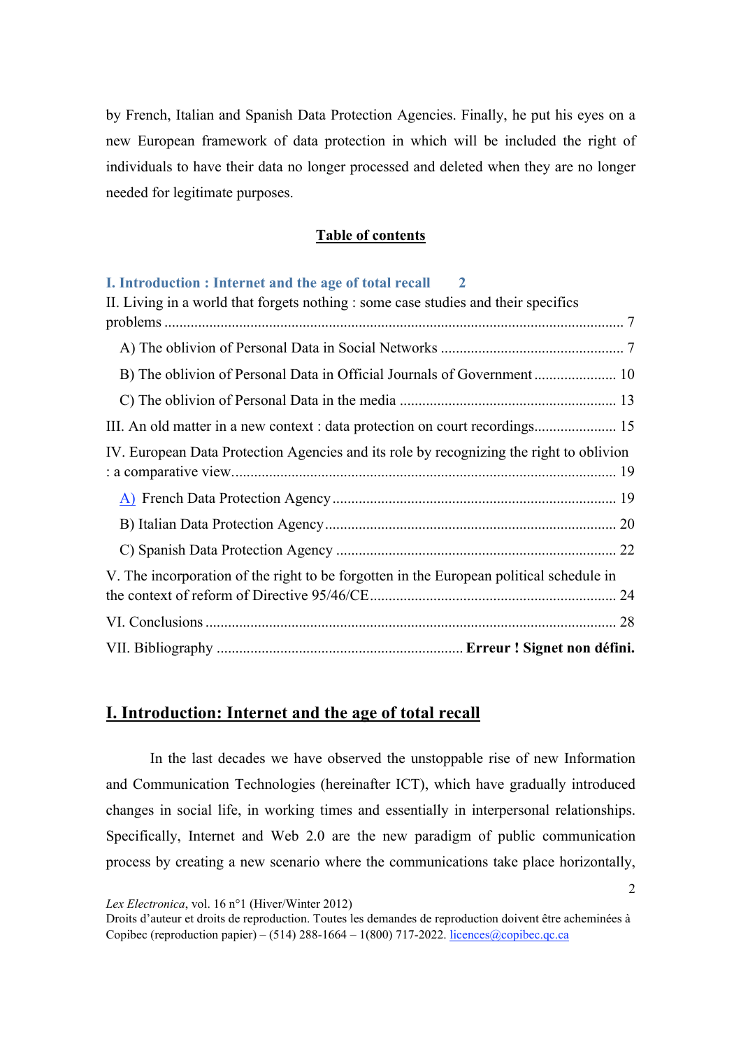by French, Italian and Spanish Data Protection Agencies. Finally, he put his eyes on a new European framework of data protection in which will be included the right of individuals to have their data no longer processed and deleted when they are no longer needed for legitimate purposes.

**Table of contents**

I. Introduction : Internet and the age of total recall 2

II. Living in a world that forgets nothing : some case studies and their specifics problems ... 7

A) The oblivion of Personal Data in Social Networks ... 7

B) The oblivion of Personal Data in Official Journals of Government ... 10

C) The oblivion of Personal Data in the media ... 13

III. An old matter in a new context : data protection on court recordings ... 15

IV. European Data Protection Agencies and its role by recognizing the right to oblivion : a comparative view ... 19

A) French Data Protection Agency ... 19

B) Italian Data Protection Agency ... 20

C) Spanish Data Protection Agency ... 22

V. The incorporation of the right to be forgotten in the European political schedule in the context of reform of Directive 95/46/CE ... 24

VI. Conclusions ... 28

VII. Bibliography ... **Erreur ! Signet non défini.**

## I. Introduction: Internet and the age of total recall

In the last decades we have observed the unstoppable rise of new Information and Communication Technologies (hereinafter ICT), which have gradually introduced changes in social life, in working times and essentially in interpersonal relationships. Specifically, Internet and Web 2.0 are the new paradigm of public communication process by creating a new scenario where the communications take place horizontally,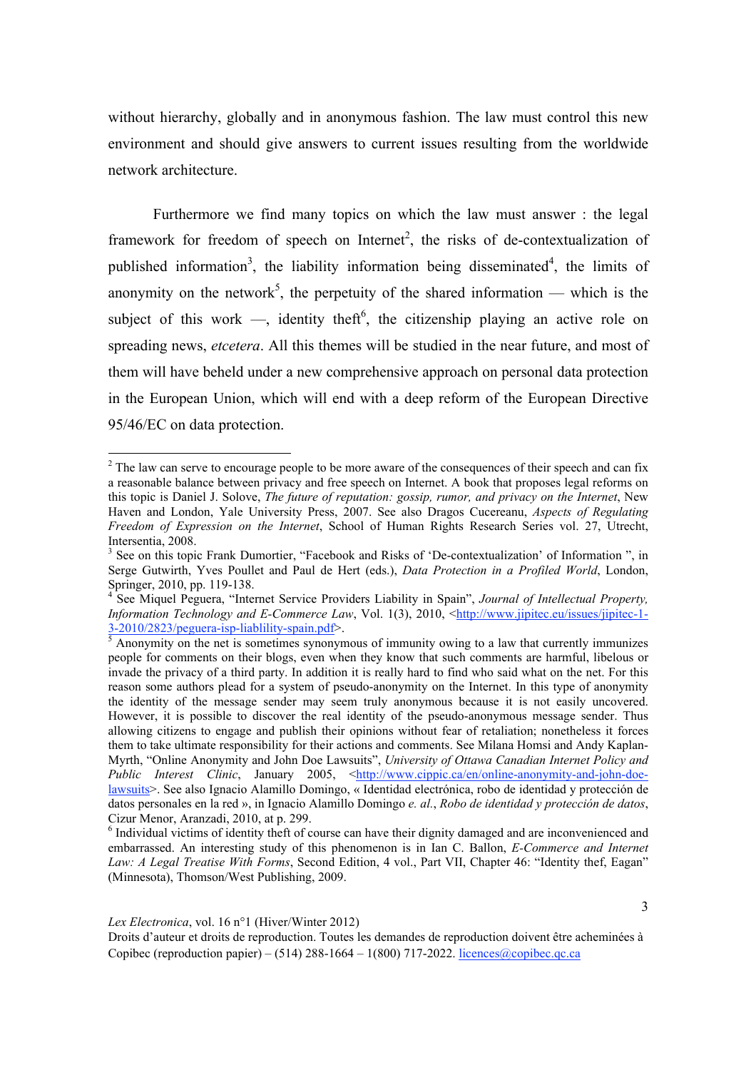without hierarchy, globally and in anonymous fashion. The law must control this new environment and should give answers to current issues resulting from the worldwide network architecture.

Furthermore we find many topics on which the law must answer : the legal framework for freedom of speech on Internet[2], the risks of de-contextualization of published information[3], the liability information being disseminated[4], the limits of anonymity on the network[5], the perpetuity of the shared information — which is the subject of this work —, identity theft[6], the citizenship playing an active role on spreading news, *etcetera*. All this themes will be studied in the near future, and most of them will have beheld under a new comprehensive approach on personal data protection in the European Union, which will end with a deep reform of the European Directive 95/46/EC on data protection.

---

[2] The law can serve to encourage people to be more aware of the consequences of their speech and can fix a reasonable balance between privacy and free speech on Internet. A book that proposes legal reforms on this topic is Daniel J. Solove, *The future of reputation: gossip, rumor, and privacy on the Internet*, New Haven and London, Yale University Press, 2007. See also Dragos Cucereanu, *Aspects of Regulating Freedom of Expression on the Internet*, School of Human Rights Research Series vol. 27, Utrecht, Intersentia, 2008.

[3] See on this topic Frank Dumortier, "Facebook and Risks of 'De-contextualization' of Information ", in Serge Gutwirth, Yves Poullet and Paul de Hert (eds.), *Data Protection in a Profiled World*, London, Springer, 2010, pp. 119-138.

[4] See Miquel Peguera, "Internet Service Providers Liability in Spain", *Journal of Intellectual Property, Information Technology and E-Commerce Law*, Vol. 1(3), 2010, <http://www.jipitec.eu/issues/jipitec-1-3-2010/2823/peguera-isp-liablility-spain.pdf>.

[5] Anonymity on the net is sometimes synonymous of immunity owing to a law that currently immunizes people for comments on their blogs, even when they know that such comments are harmful, libelous or invade the privacy of a third party. In addition it is really hard to find who said what on the net. For this reason some authors plead for a system of pseudo-anonymity on the Internet. In this type of anonymity the identity of the message sender may seem truly anonymous because it is not easily uncovered. However, it is possible to discover the real identity of the pseudo-anonymous message sender. Thus allowing citizens to engage and publish their opinions without fear of retaliation; nonetheless it forces them to take ultimate responsibility for their actions and comments. See Milana Homsi and Andy Kaplan-Myrth, "Online Anonymity and John Doe Lawsuits", *University of Ottawa Canadian Internet Policy and Public Interest Clinic*, January 2005, <http://www.cippic.ca/en/online-anonymity-and-john-doe-lawsuits>. See also Ignacio Alamillo Domingo, « Identidad electrónica, robo de identidad y protección de datos personales en la red », in Ignacio Alamillo Domingo *e. al.*, *Robo de identidad y protección de datos*, Cizur Menor, Aranzadi, 2010, at p. 299.

[6] Individual victims of identity theft of course can have their dignity damaged and are inconvenienced and embarrassed. An interesting study of this phenomenon is in Ian C. Ballon, *E-Commerce and Internet Law: A Legal Treatise With Forms*, Second Edition, 4 vol., Part VII, Chapter 46: "Identity thef, Eagan" (Minnesota), Thomson/West Publishing, 2009.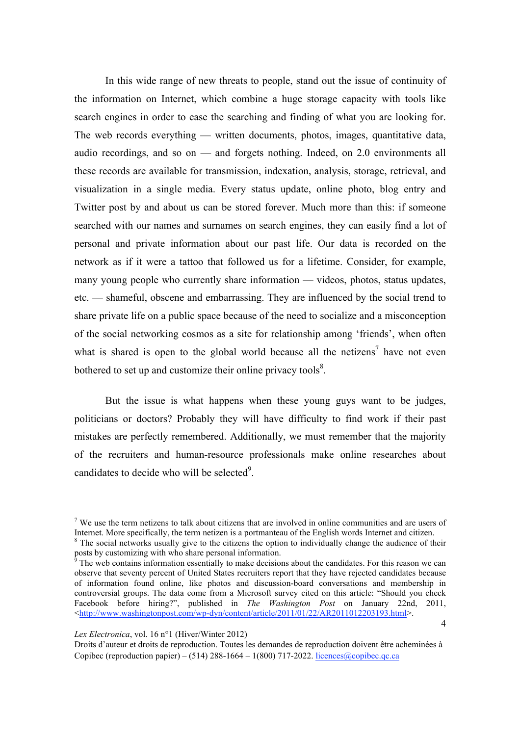In this wide range of new threats to people, stand out the issue of continuity of the information on Internet, which combine a huge storage capacity with tools like search engines in order to ease the searching and finding of what you are looking for. The web records everything — written documents, photos, images, quantitative data, audio recordings, and so on — and forgets nothing. Indeed, on 2.0 environments all these records are available for transmission, indexation, analysis, storage, retrieval, and visualization in a single media. Every status update, online photo, blog entry and Twitter post by and about us can be stored forever. Much more than this: if someone searched with our names and surnames on search engines, they can easily find a lot of personal and private information about our past life. Our data is recorded on the network as if it were a tattoo that followed us for a lifetime. Consider, for example, many young people who currently share information — videos, photos, status updates, etc. — shameful, obscene and embarrassing. They are influenced by the social trend to share private life on a public space because of the need to socialize and a misconception of the social networking cosmos as a site for relationship among 'friends', when often what is shared is open to the global world because all the netizens[7] have not even bothered to set up and customize their online privacy tools[8].

But the issue is what happens when these young guys want to be judges, politicians or doctors? Probably they will have difficulty to find work if their past mistakes are perfectly remembered. Additionally, we must remember that the majority of the recruiters and human-resource professionals make online researches about candidates to decide who will be selected[9].

---

[7] We use the term netizens to talk about citizens that are involved in online communities and are users of Internet. More specifically, the term netizen is a portmanteau of the English words Internet and citizen.

[8] The social networks usually give to the citizens the option to individually change the audience of their posts by customizing with who share personal information.

[9] The web contains information essentially to make decisions about the candidates. For this reason we can observe that seventy percent of United States recruiters report that they have rejected candidates because of information found online, like photos and discussion-board conversations and membership in controversial groups. The data come from a Microsoft survey cited on this article: "Should you check Facebook before hiring?", published in *The Washington Post* on January 22nd, 2011, <http://www.washingtonpost.com/wp-dyn/content/article/2011/01/22/AR2011012203193.html>.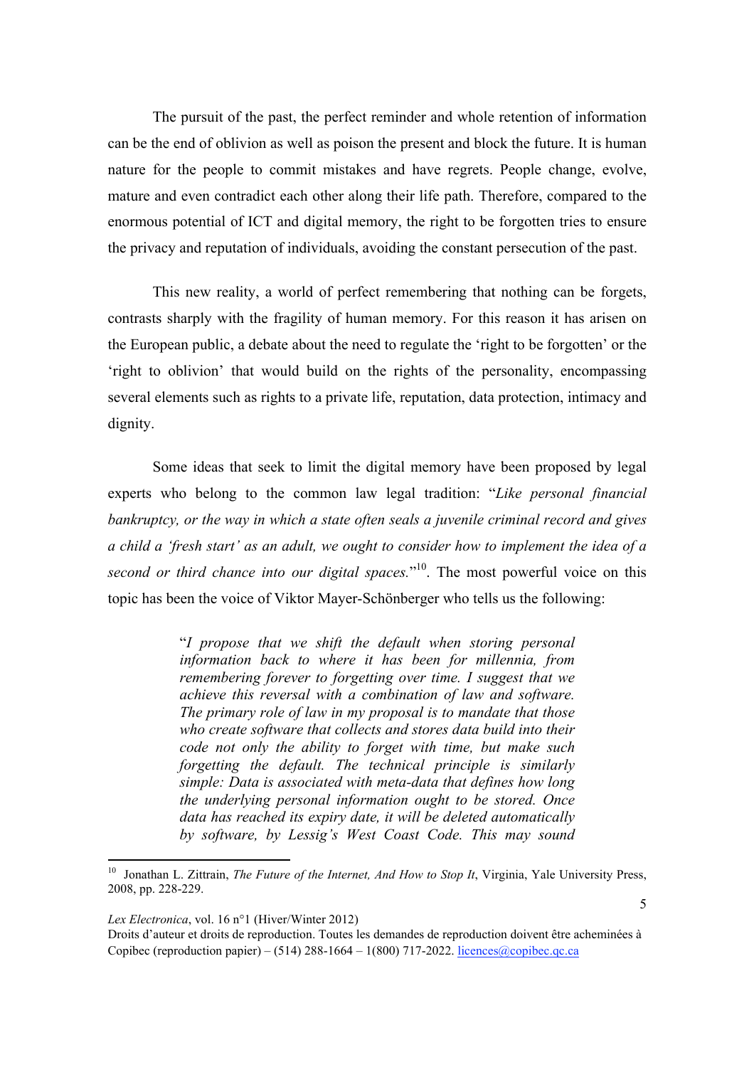The pursuit of the past, the perfect reminder and whole retention of information can be the end of oblivion as well as poison the present and block the future. It is human nature for the people to commit mistakes and have regrets. People change, evolve, mature and even contradict each other along their life path. Therefore, compared to the enormous potential of ICT and digital memory, the right to be forgotten tries to ensure the privacy and reputation of individuals, avoiding the constant persecution of the past.

This new reality, a world of perfect remembering that nothing can be forgets, contrasts sharply with the fragility of human memory. For this reason it has arisen on the European public, a debate about the need to regulate the 'right to be forgotten' or the 'right to oblivion' that would build on the rights of the personality, encompassing several elements such as rights to a private life, reputation, data protection, intimacy and dignity.

Some ideas that seek to limit the digital memory have been proposed by legal experts who belong to the common law legal tradition: "*Like personal financial bankruptcy, or the way in which a state often seals a juvenile criminal record and gives a child a 'fresh start' as an adult, we ought to consider how to implement the idea of a second or third chance into our digital spaces.*"[10]. The most powerful voice on this topic has been the voice of Viktor Mayer-Schönberger who tells us the following:

> "*I propose that we shift the default when storing personal information back to where it has been for millennia, from remembering forever to forgetting over time. I suggest that we achieve this reversal with a combination of law and software. The primary role of law in my proposal is to mandate that those who create software that collects and stores data build into their code not only the ability to forget with time, but make such forgetting the default. The technical principle is similarly simple: Data is associated with meta-data that defines how long the underlying personal information ought to be stored. Once data has reached its expiry date, it will be deleted automatically by software, by Lessig's West Coast Code. This may sound*

[10] Jonathan L. Zittrain, *The Future of the Internet, And How to Stop It*, Virginia, Yale University Press, 2008, pp. 228-229.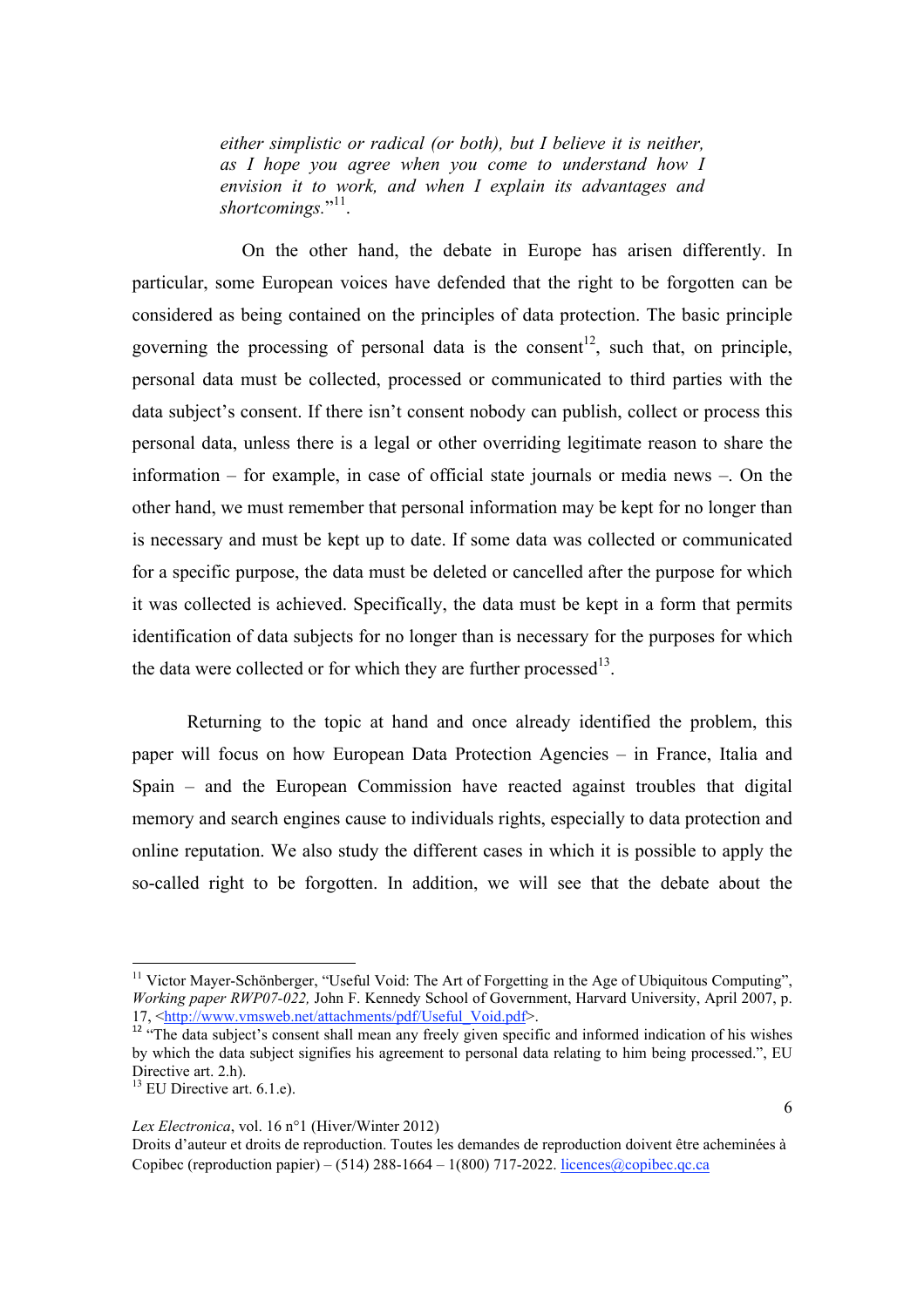*either simplistic or radical (or both), but I believe it is neither, as I hope you agree when you come to understand how I envision it to work, and when I explain its advantages and shortcomings.*"[11].

On the other hand, the debate in Europe has arisen differently. In particular, some European voices have defended that the right to be forgotten can be considered as being contained on the principles of data protection. The basic principle governing the processing of personal data is the consent[12], such that, on principle, personal data must be collected, processed or communicated to third parties with the data subject's consent. If there isn't consent nobody can publish, collect or process this personal data, unless there is a legal or other overriding legitimate reason to share the information – for example, in case of official state journals or media news –. On the other hand, we must remember that personal information may be kept for no longer than is necessary and must be kept up to date. If some data was collected or communicated for a specific purpose, the data must be deleted or cancelled after the purpose for which it was collected is achieved. Specifically, the data must be kept in a form that permits identification of data subjects for no longer than is necessary for the purposes for which the data were collected or for which they are further processed[13].

Returning to the topic at hand and once already identified the problem, this paper will focus on how European Data Protection Agencies – in France, Italia and Spain – and the European Commission have reacted against troubles that digital memory and search engines cause to individuals rights, especially to data protection and online reputation. We also study the different cases in which it is possible to apply the so-called right to be forgotten. In addition, we will see that the debate about the

---

[11] Victor Mayer-Schönberger, "Useful Void: The Art of Forgetting in the Age of Ubiquitous Computing", *Working paper RWP07-022,* John F. Kennedy School of Government, Harvard University, April 2007, p. 17, <http://www.vmsweb.net/attachments/pdf/Useful_Void.pdf>.

[12] "The data subject's consent shall mean any freely given specific and informed indication of his wishes by which the data subject signifies his agreement to personal data relating to him being processed.", EU Directive art. 2.h).

[13] EU Directive art. 6.1.e).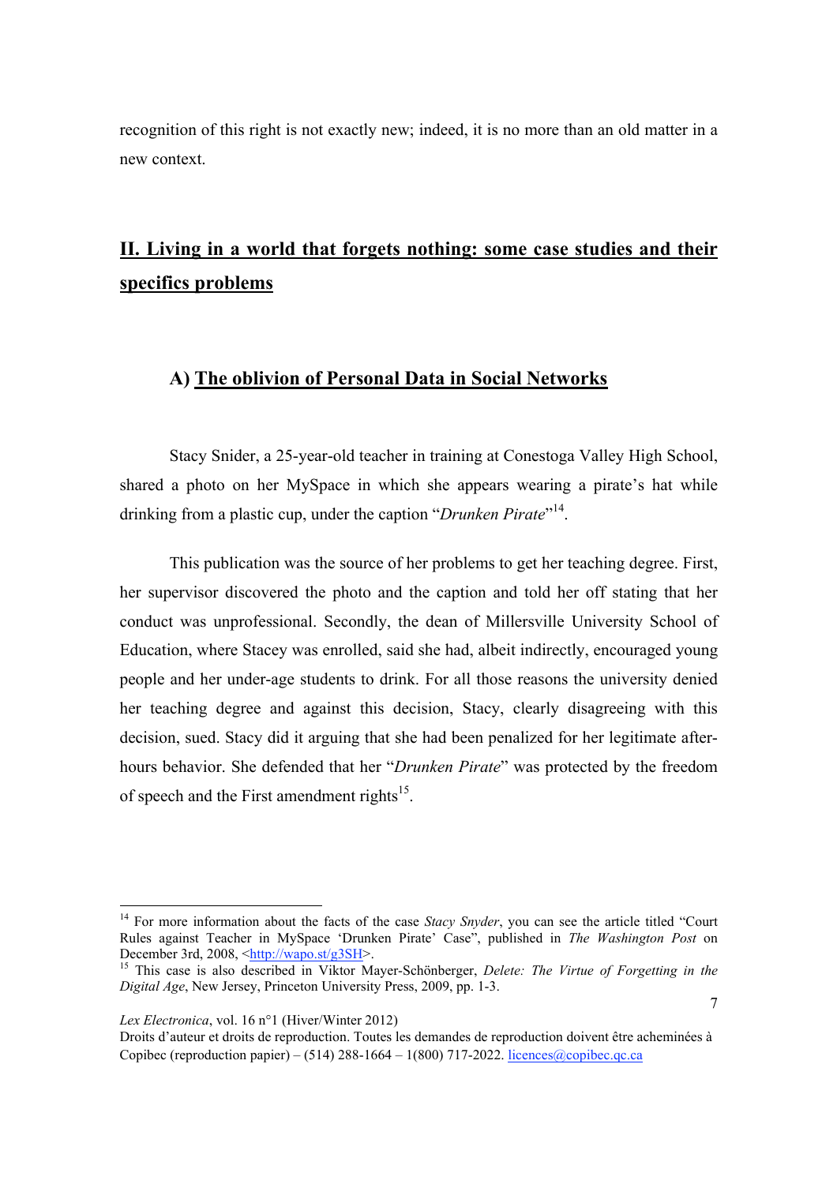recognition of this right is not exactly new; indeed, it is no more than an old matter in a new context.

## II. Living in a world that forgets nothing: some case studies and their specifics problems

### A) The oblivion of Personal Data in Social Networks

Stacy Snider, a 25-year-old teacher in training at Conestoga Valley High School, shared a photo on her MySpace in which she appears wearing a pirate's hat while drinking from a plastic cup, under the caption "*Drunken Pirate*"[14].

This publication was the source of her problems to get her teaching degree. First, her supervisor discovered the photo and the caption and told her off stating that her conduct was unprofessional. Secondly, the dean of Millersville University School of Education, where Stacey was enrolled, said she had, albeit indirectly, encouraged young people and her under-age students to drink. For all those reasons the university denied her teaching degree and against this decision, Stacy, clearly disagreeing with this decision, sued. Stacy did it arguing that she had been penalized for her legitimate after-hours behavior. She defended that her "*Drunken Pirate*" was protected by the freedom of speech and the First amendment rights[15].

---

[14] For more information about the facts of the case *Stacy Snyder*, you can see the article titled "Court Rules against Teacher in MySpace 'Drunken Pirate' Case", published in *The Washington Post* on December 3rd, 2008, <http://wapo.st/g3SH>.

[15] This case is also described in Viktor Mayer-Schönberger, *Delete: The Virtue of Forgetting in the Digital Age*, New Jersey, Princeton University Press, 2009, pp. 1-3.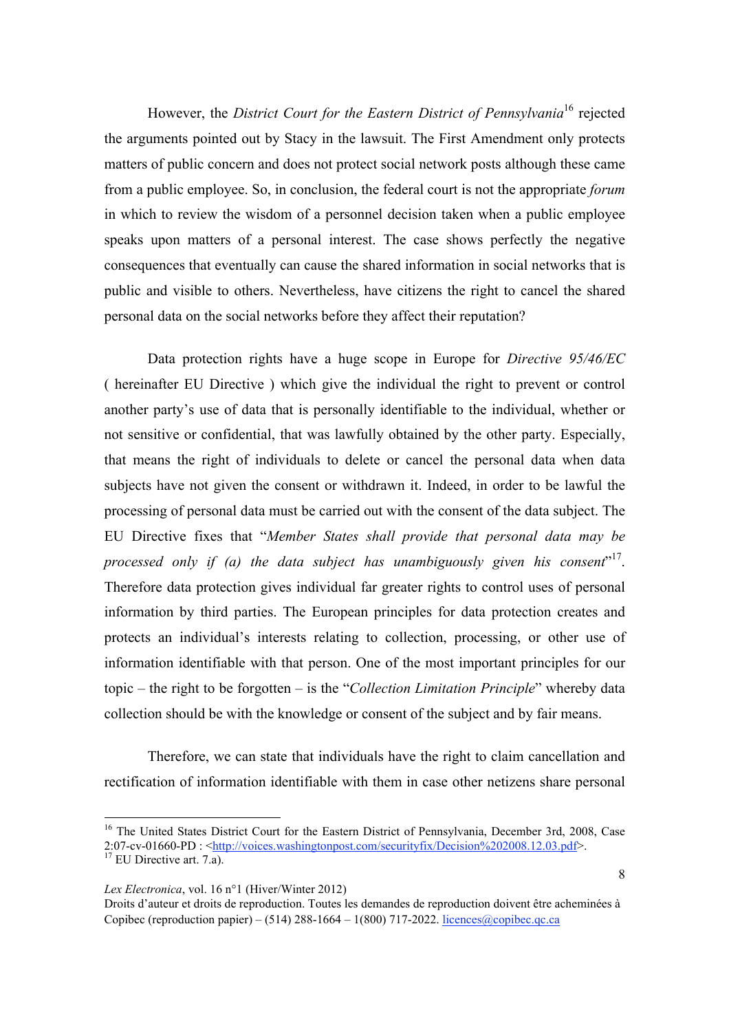However, the *District Court for the Eastern District of Pennsylvania*[16] rejected the arguments pointed out by Stacy in the lawsuit. The First Amendment only protects matters of public concern and does not protect social network posts although these came from a public employee. So, in conclusion, the federal court is not the appropriate *forum* in which to review the wisdom of a personnel decision taken when a public employee speaks upon matters of a personal interest. The case shows perfectly the negative consequences that eventually can cause the shared information in social networks that is public and visible to others. Nevertheless, have citizens the right to cancel the shared personal data on the social networks before they affect their reputation?

Data protection rights have a huge scope in Europe for *Directive 95/46/EC* ( hereinafter EU Directive ) which give the individual the right to prevent or control another party's use of data that is personally identifiable to the individual, whether or not sensitive or confidential, that was lawfully obtained by the other party. Especially, that means the right of individuals to delete or cancel the personal data when data subjects have not given the consent or withdrawn it. Indeed, in order to be lawful the processing of personal data must be carried out with the consent of the data subject. The EU Directive fixes that "*Member States shall provide that personal data may be processed only if (a) the data subject has unambiguously given his consent*"[17]. Therefore data protection gives individual far greater rights to control uses of personal information by third parties. The European principles for data protection creates and protects an individual's interests relating to collection, processing, or other use of information identifiable with that person. One of the most important principles for our topic – the right to be forgotten – is the "*Collection Limitation Principle*" whereby data collection should be with the knowledge or consent of the subject and by fair means.

Therefore, we can state that individuals have the right to claim cancellation and rectification of information identifiable with them in case other netizens share personal

---

[16] The United States District Court for the Eastern District of Pennsylvania, December 3rd, 2008, Case 2:07-cv-01660-PD : <http://voices.washingtonpost.com/securityfix/Decision%202008.12.03.pdf>.

[17] EU Directive art. 7.a).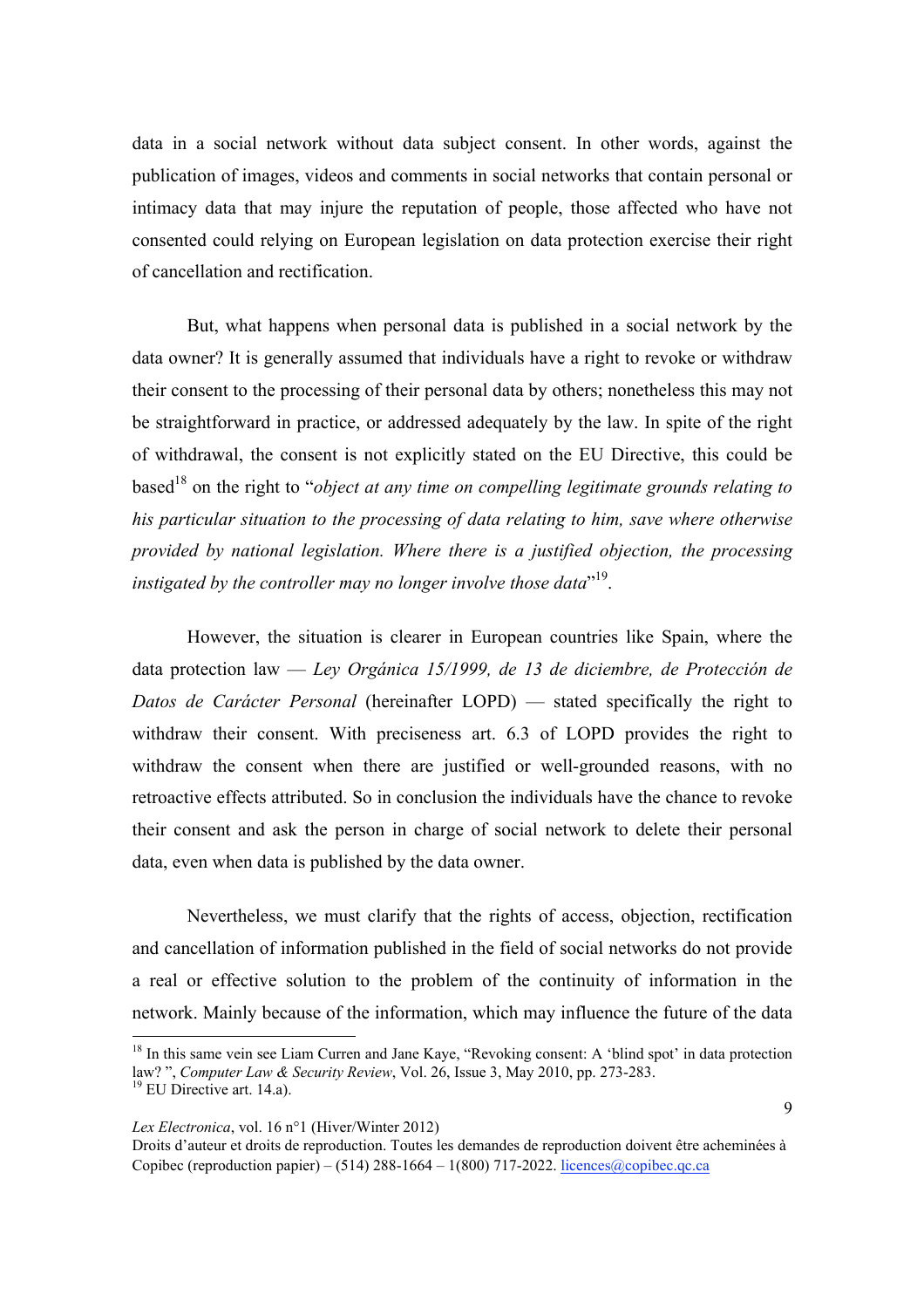data in a social network without data subject consent. In other words, against the publication of images, videos and comments in social networks that contain personal or intimacy data that may injure the reputation of people, those affected who have not consented could relying on European legislation on data protection exercise their right of cancellation and rectification.

But, what happens when personal data is published in a social network by the data owner? It is generally assumed that individuals have a right to revoke or withdraw their consent to the processing of their personal data by others; nonetheless this may not be straightforward in practice, or addressed adequately by the law. In spite of the right of withdrawal, the consent is not explicitly stated on the EU Directive, this could be based[18] on the right to "*object at any time on compelling legitimate grounds relating to his particular situation to the processing of data relating to him, save where otherwise provided by national legislation. Where there is a justified objection, the processing instigated by the controller may no longer involve those data*"[19].

However, the situation is clearer in European countries like Spain, where the data protection law — *Ley Orgánica 15/1999, de 13 de diciembre, de Protección de Datos de Carácter Personal* (hereinafter LOPD) — stated specifically the right to withdraw their consent. With preciseness art. 6.3 of LOPD provides the right to withdraw the consent when there are justified or well-grounded reasons, with no retroactive effects attributed. So in conclusion the individuals have the chance to revoke their consent and ask the person in charge of social network to delete their personal data, even when data is published by the data owner.

Nevertheless, we must clarify that the rights of access, objection, rectification and cancellation of information published in the field of social networks do not provide a real or effective solution to the problem of the continuity of information in the network. Mainly because of the information, which may influence the future of the data

---

[18] In this same vein see Liam Curren and Jane Kaye, "Revoking consent: A 'blind spot' in data protection law? ", *Computer Law & Security Review*, Vol. 26, Issue 3, May 2010, pp. 273-283.

[19] EU Directive art. 14.a).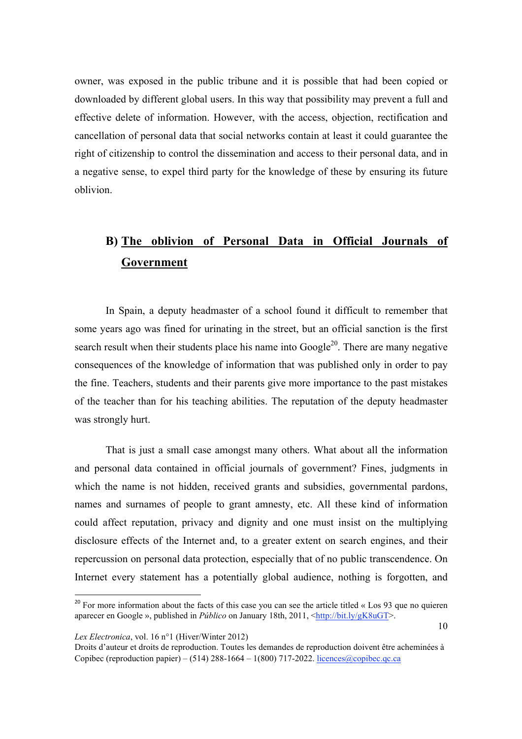owner, was exposed in the public tribune and it is possible that had been copied or downloaded by different global users. In this way that possibility may prevent a full and effective delete of information. However, with the access, objection, rectification and cancellation of personal data that social networks contain at least it could guarantee the right of citizenship to control the dissemination and access to their personal data, and in a negative sense, to expel third party for the knowledge of these by ensuring its future oblivion.

### B) The oblivion of Personal Data in Official Journals of Government

In Spain, a deputy headmaster of a school found it difficult to remember that some years ago was fined for urinating in the street, but an official sanction is the first search result when their students place his name into Google[20]. There are many negative consequences of the knowledge of information that was published only in order to pay the fine. Teachers, students and their parents give more importance to the past mistakes of the teacher than for his teaching abilities. The reputation of the deputy headmaster was strongly hurt.

That is just a small case amongst many others. What about all the information and personal data contained in official journals of government? Fines, judgments in which the name is not hidden, received grants and subsidies, governmental pardons, names and surnames of people to grant amnesty, etc. All these kind of information could affect reputation, privacy and dignity and one must insist on the multiplying disclosure effects of the Internet and, to a greater extent on search engines, and their repercussion on personal data protection, especially that of no public transcendence. On Internet every statement has a potentially global audience, nothing is forgotten, and

---

[20] For more information about the facts of this case you can see the article titled « Los 93 que no quieren aparecer en Google », published in *Público* on January 18th, 2011, <http://bit.ly/gK8uGT>.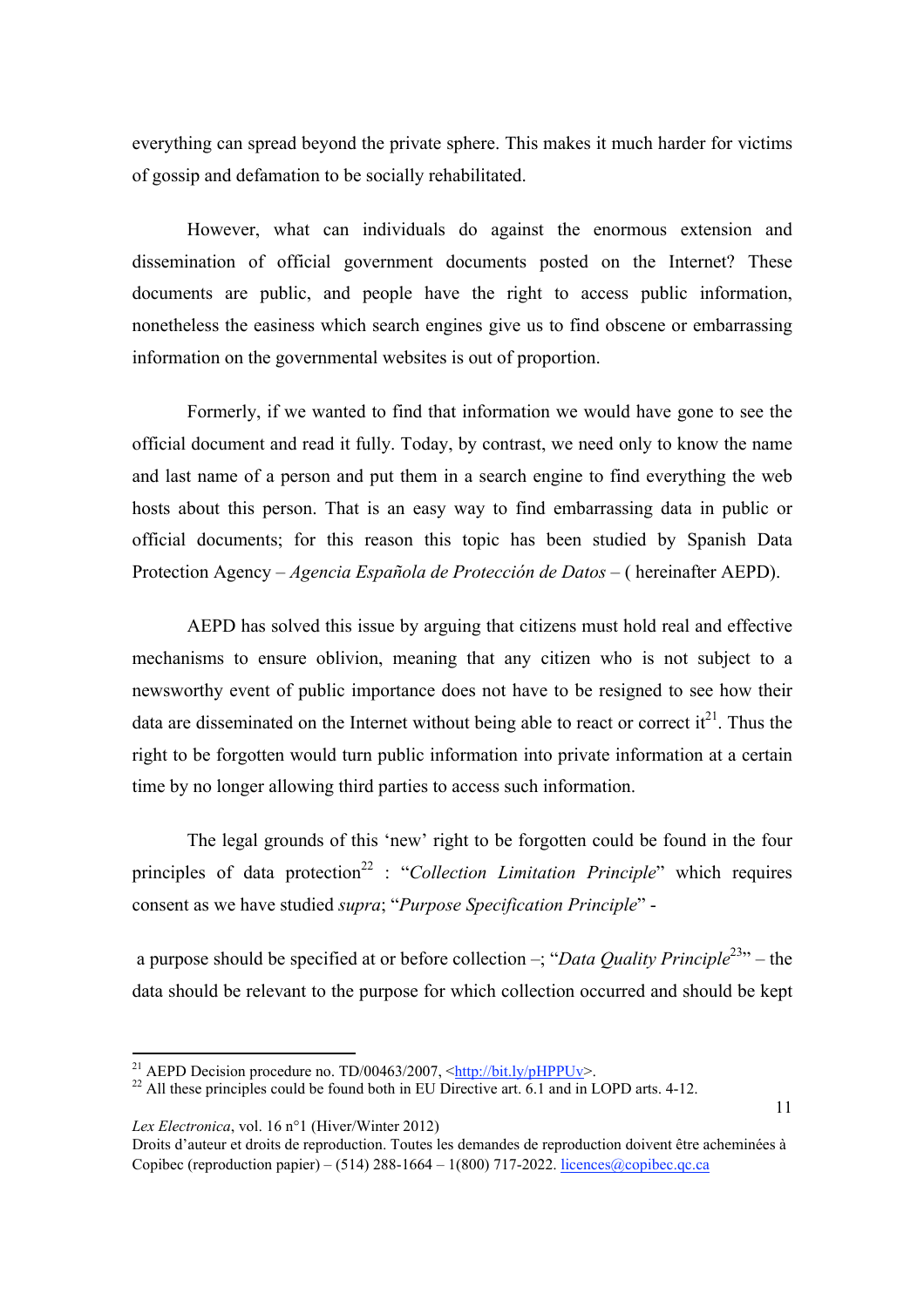everything can spread beyond the private sphere. This makes it much harder for victims of gossip and defamation to be socially rehabilitated.

However, what can individuals do against the enormous extension and dissemination of official government documents posted on the Internet? These documents are public, and people have the right to access public information, nonetheless the easiness which search engines give us to find obscene or embarrassing information on the governmental websites is out of proportion.

Formerly, if we wanted to find that information we would have gone to see the official document and read it fully. Today, by contrast, we need only to know the name and last name of a person and put them in a search engine to find everything the web hosts about this person. That is an easy way to find embarrassing data in public or official documents; for this reason this topic has been studied by Spanish Data Protection Agency – *Agencia Española de Protección de Datos* – ( hereinafter AEPD).

AEPD has solved this issue by arguing that citizens must hold real and effective mechanisms to ensure oblivion, meaning that any citizen who is not subject to a newsworthy event of public importance does not have to be resigned to see how their data are disseminated on the Internet without being able to react or correct it[21]. Thus the right to be forgotten would turn public information into private information at a certain time by no longer allowing third parties to access such information.

The legal grounds of this 'new' right to be forgotten could be found in the four principles of data protection[22] : "*Collection Limitation Principle*" which requires consent as we have studied *supra*; "*Purpose Specification Principle*" -

a purpose should be specified at or before collection –; "*Data Quality Principle*[23]" – the data should be relevant to the purpose for which collection occurred and should be kept

---

[21] AEPD Decision procedure no. TD/00463/2007, <http://bit.ly/pHPPUv>.

[22] All these principles could be found both in EU Directive art. 6.1 and in LOPD arts. 4-12.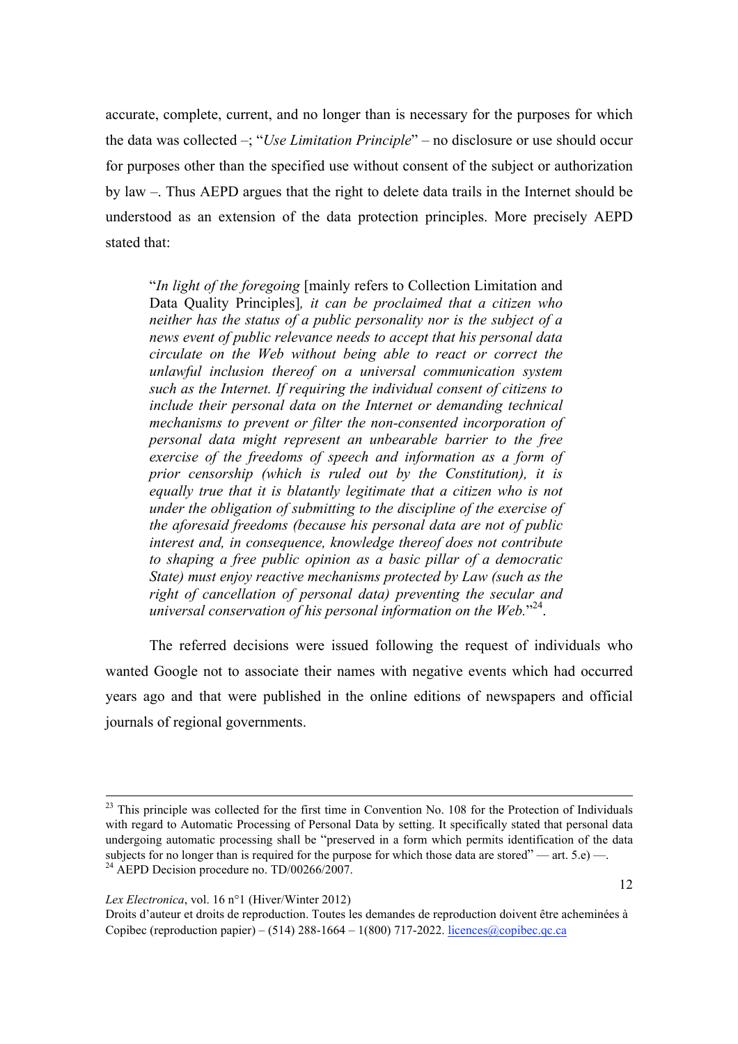accurate, complete, current, and no longer than is necessary for the purposes for which the data was collected –; "*Use Limitation Principle*" – no disclosure or use should occur for purposes other than the specified use without consent of the subject or authorization by law –. Thus AEPD argues that the right to delete data trails in the Internet should be understood as an extension of the data protection principles. More precisely AEPD stated that:

> "*In light of the foregoing* [mainly refers to Collection Limitation and Data Quality Principles]*, it can be proclaimed that a citizen who neither has the status of a public personality nor is the subject of a news event of public relevance needs to accept that his personal data circulate on the Web without being able to react or correct the unlawful inclusion thereof on a universal communication system such as the Internet. If requiring the individual consent of citizens to include their personal data on the Internet or demanding technical mechanisms to prevent or filter the non-consented incorporation of personal data might represent an unbearable barrier to the free exercise of the freedoms of speech and information as a form of prior censorship (which is ruled out by the Constitution), it is equally true that it is blatantly legitimate that a citizen who is not under the obligation of submitting to the discipline of the exercise of the aforesaid freedoms (because his personal data are not of public interest and, in consequence, knowledge thereof does not contribute to shaping a free public opinion as a basic pillar of a democratic State) must enjoy reactive mechanisms protected by Law (such as the right of cancellation of personal data) preventing the secular and universal conservation of his personal information on the Web.*"[24].

The referred decisions were issued following the request of individuals who wanted Google not to associate their names with negative events which had occurred years ago and that were published in the online editions of newspapers and official journals of regional governments.

---

[23] This principle was collected for the first time in Convention No. 108 for the Protection of Individuals with regard to Automatic Processing of Personal Data by setting. It specifically stated that personal data undergoing automatic processing shall be "preserved in a form which permits identification of the data subjects for no longer than is required for the purpose for which those data are stored" — art. 5.e) —.

[24] AEPD Decision procedure no. TD/00266/2007.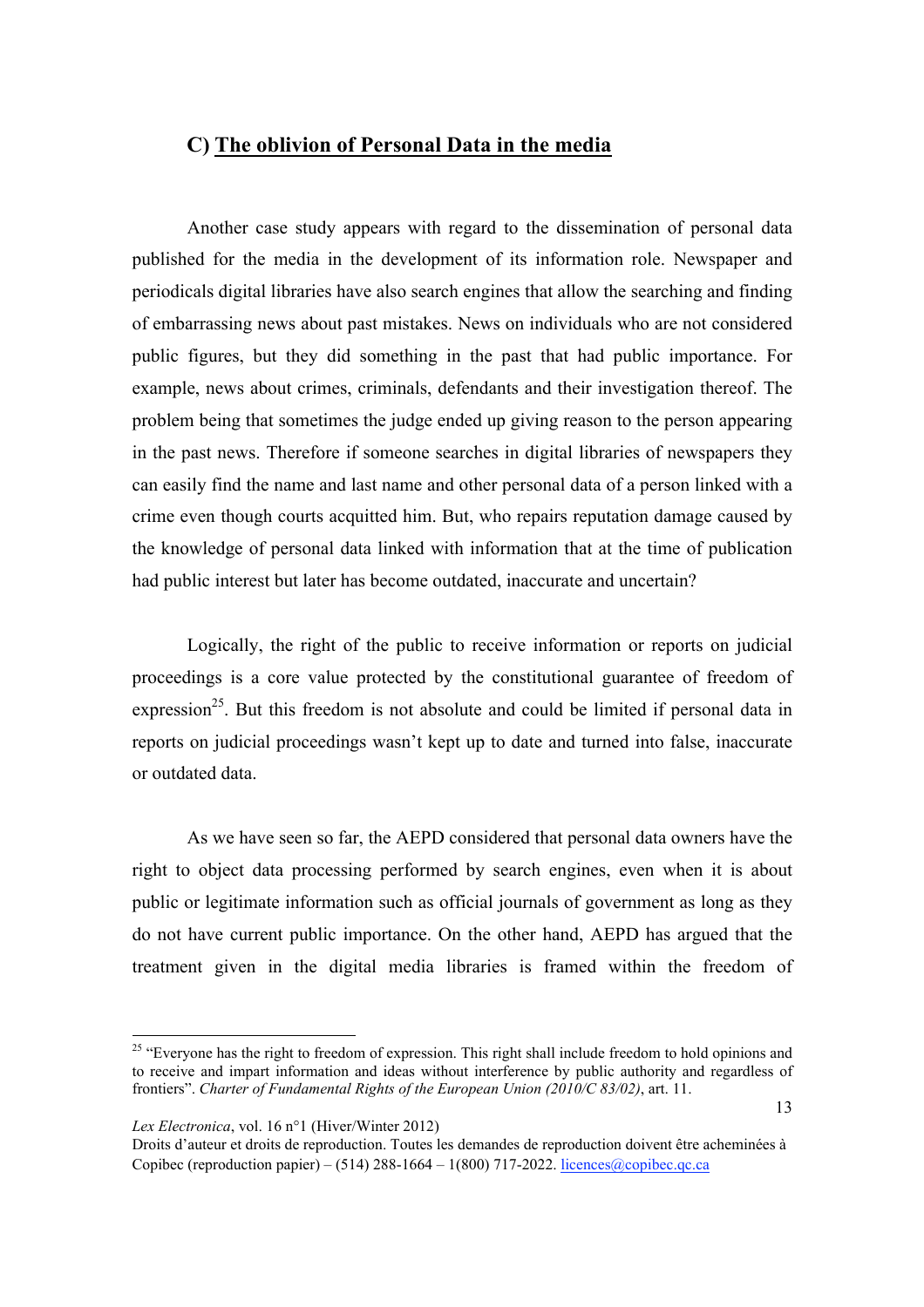## C) The oblivion of Personal Data in the media

Another case study appears with regard to the dissemination of personal data published for the media in the development of its information role. Newspaper and periodicals digital libraries have also search engines that allow the searching and finding of embarrassing news about past mistakes. News on individuals who are not considered public figures, but they did something in the past that had public importance. For example, news about crimes, criminals, defendants and their investigation thereof. The problem being that sometimes the judge ended up giving reason to the person appearing in the past news. Therefore if someone searches in digital libraries of newspapers they can easily find the name and last name and other personal data of a person linked with a crime even though courts acquitted him. But, who repairs reputation damage caused by the knowledge of personal data linked with information that at the time of publication had public interest but later has become outdated, inaccurate and uncertain?

Logically, the right of the public to receive information or reports on judicial proceedings is a core value protected by the constitutional guarantee of freedom of expression[25]. But this freedom is not absolute and could be limited if personal data in reports on judicial proceedings wasn't kept up to date and turned into false, inaccurate or outdated data.

As we have seen so far, the AEPD considered that personal data owners have the right to object data processing performed by search engines, even when it is about public or legitimate information such as official journals of government as long as they do not have current public importance. On the other hand, AEPD has argued that the treatment given in the digital media libraries is framed within the freedom of

---

[25] "Everyone has the right to freedom of expression. This right shall include freedom to hold opinions and to receive and impart information and ideas without interference by public authority and regardless of frontiers". *Charter of Fundamental Rights of the European Union (2010/C 83/02)*, art. 11.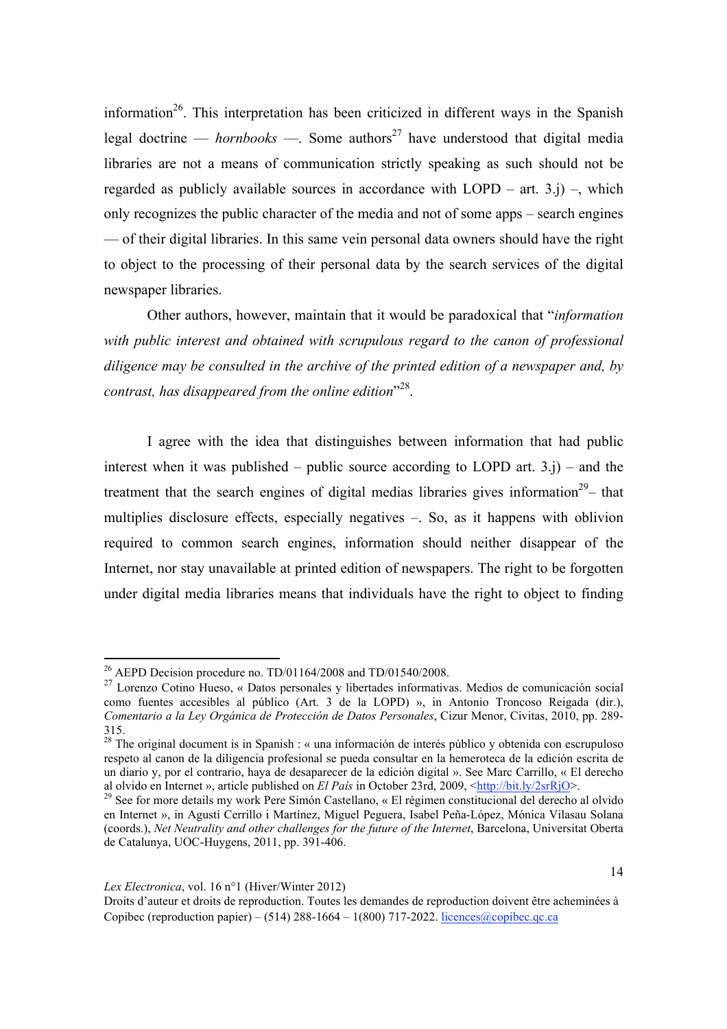information[26]. This interpretation has been criticized in different ways in the Spanish legal doctrine — *hornbooks* —. Some authors[27] have understood that digital media libraries are not a means of communication strictly speaking as such should not be regarded as publicly available sources in accordance with LOPD – art. 3.j) –, which only recognizes the public character of the media and not of some apps – search engines — of their digital libraries. In this same vein personal data owners should have the right to object to the processing of their personal data by the search services of the digital newspaper libraries.

Other authors, however, maintain that it would be paradoxical that "*information with public interest and obtained with scrupulous regard to the canon of professional diligence may be consulted in the archive of the printed edition of a newspaper and, by contrast, has disappeared from the online edition*"[28].

I agree with the idea that distinguishes between information that had public interest when it was published – public source according to LOPD art. 3.j) – and the treatment that the search engines of digital medias libraries gives information[29]– that multiplies disclosure effects, especially negatives –. So, as it happens with oblivion required to common search engines, information should neither disappear of the Internet, nor stay unavailable at printed edition of newspapers. The right to be forgotten under digital media libraries means that individuals have the right to object to finding

---

[26] AEPD Decision procedure no. TD/01164/2008 and TD/01540/2008.

[27] Lorenzo Cotino Hueso, « Datos personales y libertades informativas. Medios de comunicación social como fuentes accesibles al público (Art. 3 de la LOPD) », in Antonio Troncoso Reigada (dir.), *Comentario a la Ley Orgánica de Protección de Datos Personales*, Cizur Menor, Civitas, 2010, pp. 289-315.

[28] The original document is in Spanish : « una información de interés público y obtenida con escrupuloso respeto al canon de la diligencia profesional se pueda consultar en la hemeroteca de la edición escrita de un diario y, por el contrario, haya de desaparecer de la edición digital ». See Marc Carrillo, « El derecho al olvido en Internet », article published on *El País* in October 23rd, 2009, <http://bit.ly/2srRjO>.

[29] See for more details my work Pere Simón Castellano, « El régimen constitucional del derecho al olvido en Internet », in Agustí Cerrillo i Martínez, Miguel Peguera, Isabel Peña-López, Mónica Vilasau Solana (coords.), *Net Neutrality and other challenges for the future of the Internet*, Barcelona, Universitat Oberta de Catalunya, UOC-Huygens, 2011, pp. 391-406.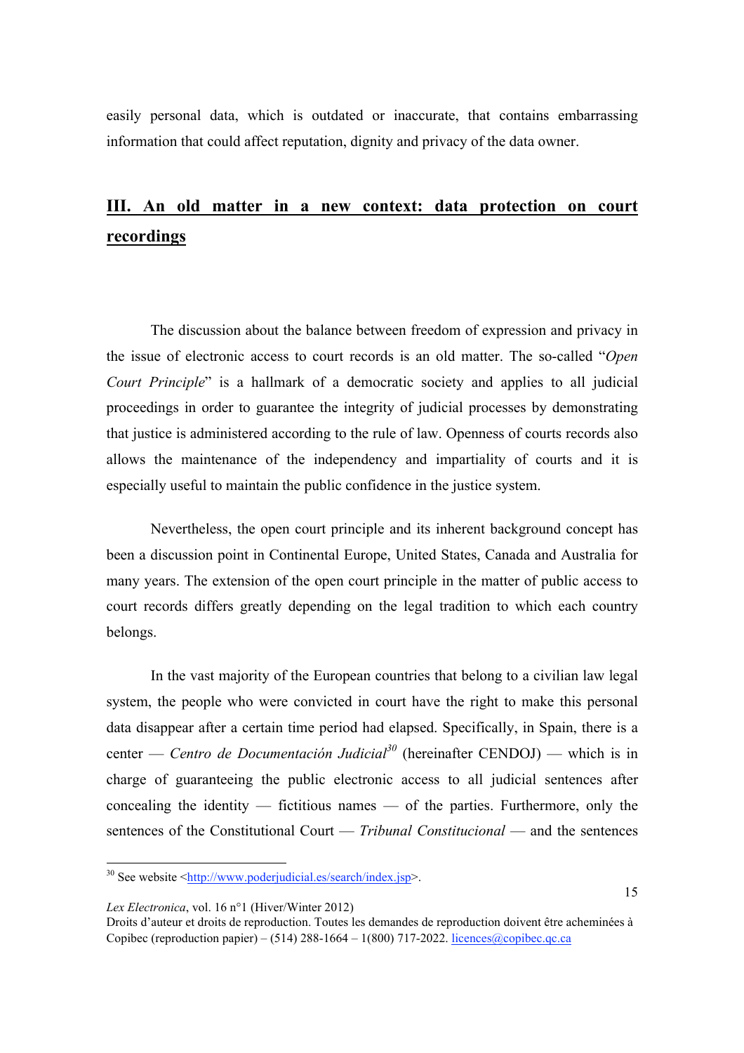easily personal data, which is outdated or inaccurate, that contains embarrassing information that could affect reputation, dignity and privacy of the data owner.

## III. An old matter in a new context: data protection on court recordings

The discussion about the balance between freedom of expression and privacy in the issue of electronic access to court records is an old matter. The so-called "*Open Court Principle*" is a hallmark of a democratic society and applies to all judicial proceedings in order to guarantee the integrity of judicial processes by demonstrating that justice is administered according to the rule of law. Openness of courts records also allows the maintenance of the independency and impartiality of courts and it is especially useful to maintain the public confidence in the justice system.

Nevertheless, the open court principle and its inherent background concept has been a discussion point in Continental Europe, United States, Canada and Australia for many years. The extension of the open court principle in the matter of public access to court records differs greatly depending on the legal tradition to which each country belongs.

In the vast majority of the European countries that belong to a civilian law legal system, the people who were convicted in court have the right to make this personal data disappear after a certain time period had elapsed. Specifically, in Spain, there is a center — *Centro de Documentación Judicial*[30] (hereinafter CENDOJ) — which is in charge of guaranteeing the public electronic access to all judicial sentences after concealing the identity — fictitious names — of the parties. Furthermore, only the sentences of the Constitutional Court — *Tribunal Constitucional* — and the sentences

[30] See website <http://www.poderjudicial.es/search/index.jsp>.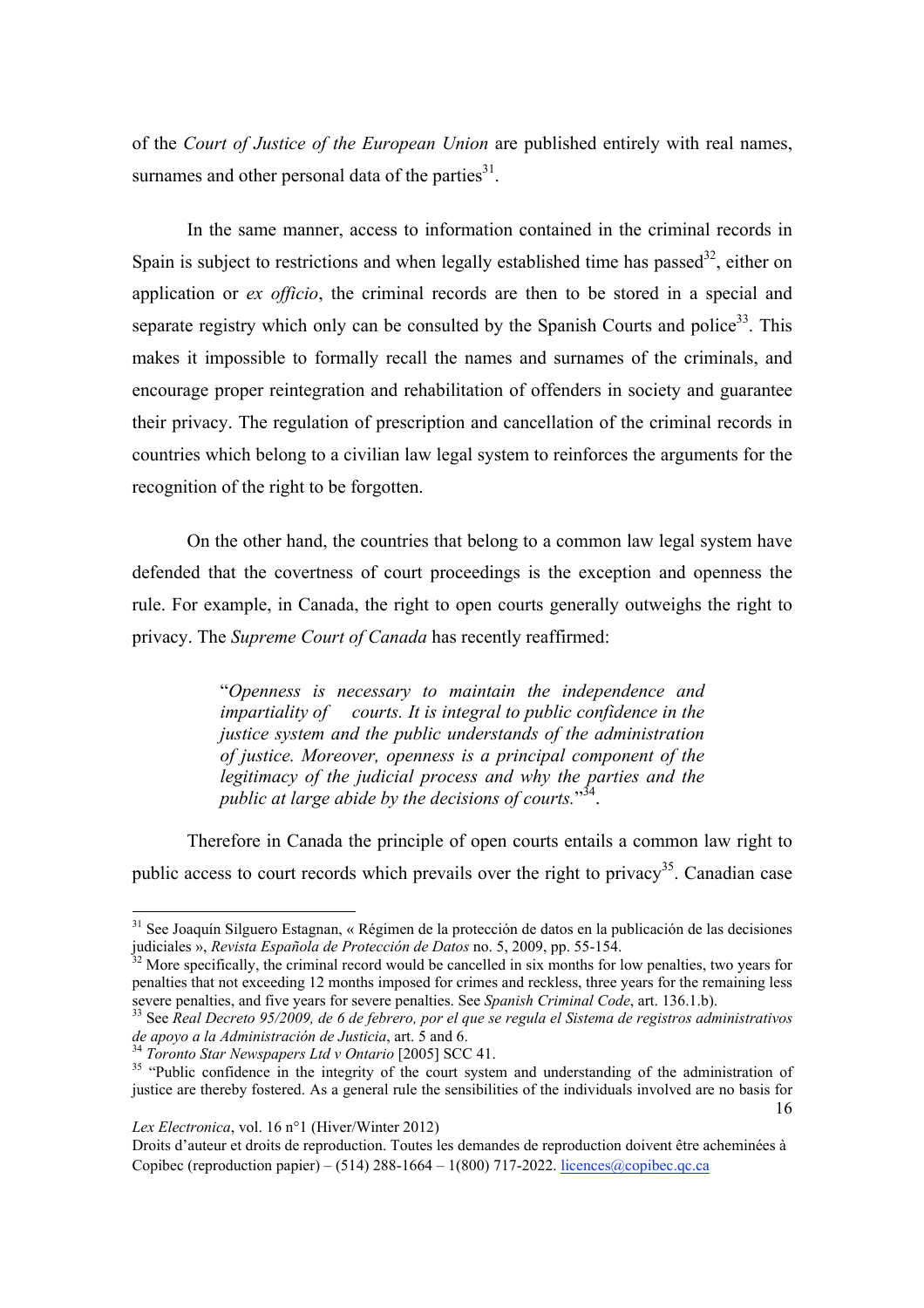of the *Court of Justice of the European Union* are published entirely with real names, surnames and other personal data of the parties[31].

In the same manner, access to information contained in the criminal records in Spain is subject to restrictions and when legally established time has passed[32], either on application or *ex officio*, the criminal records are then to be stored in a special and separate registry which only can be consulted by the Spanish Courts and police[33]. This makes it impossible to formally recall the names and surnames of the criminals, and encourage proper reintegration and rehabilitation of offenders in society and guarantee their privacy. The regulation of prescription and cancellation of the criminal records in countries which belong to a civilian law legal system to reinforces the arguments for the recognition of the right to be forgotten.

On the other hand, the countries that belong to a common law legal system have defended that the covertness of court proceedings is the exception and openness the rule. For example, in Canada, the right to open courts generally outweighs the right to privacy. The *Supreme Court of Canada* has recently reaffirmed:

> "*Openness is necessary to maintain the independence and impartiality of courts. It is integral to public confidence in the justice system and the public understands of the administration of justice. Moreover, openness is a principal component of the legitimacy of the judicial process and why the parties and the public at large abide by the decisions of courts.*"[34].

Therefore in Canada the principle of open courts entails a common law right to public access to court records which prevails over the right to privacy[35]. Canadian case

---

[31] See Joaquín Silguero Estagnan, « Régimen de la protección de datos en la publicación de las decisiones judiciales », *Revista Española de Protección de Datos* no. 5, 2009, pp. 55-154.

[32] More specifically, the criminal record would be cancelled in six months for low penalties, two years for penalties that not exceeding 12 months imposed for crimes and reckless, three years for the remaining less severe penalties, and five years for severe penalties. See *Spanish Criminal Code*, art. 136.1.b).

[33] See *Real Decreto 95/2009, de 6 de febrero, por el que se regula el Sistema de registros administrativos de apoyo a la Administración de Justicia*, art. 5 and 6.

[34] *Toronto Star Newspapers Ltd v Ontario* [2005] SCC 41.

[35] "Public confidence in the integrity of the court system and understanding of the administration of justice are thereby fostered. As a general rule the sensibilities of the individuals involved are no basis for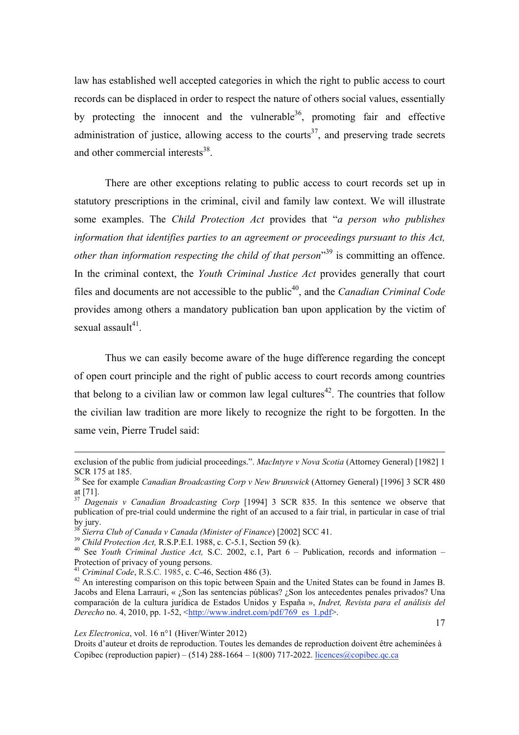law has established well accepted categories in which the right to public access to court records can be displaced in order to respect the nature of others social values, essentially by protecting the innocent and the vulnerable[36], promoting fair and effective administration of justice, allowing access to the courts[37], and preserving trade secrets and other commercial interests[38].

There are other exceptions relating to public access to court records set up in statutory prescriptions in the criminal, civil and family law context. We will illustrate some examples. The *Child Protection Act* provides that "*a person who publishes information that identifies parties to an agreement or proceedings pursuant to this Act, other than information respecting the child of that person*"[39] is committing an offence. In the criminal context, the *Youth Criminal Justice Act* provides generally that court files and documents are not accessible to the public[40], and the *Canadian Criminal Code* provides among others a mandatory publication ban upon application by the victim of sexual assault[41].

Thus we can easily become aware of the huge difference regarding the concept of open court principle and the right of public access to court records among countries that belong to a civilian law or common law legal cultures[42]. The countries that follow the civilian law tradition are more likely to recognize the right to be forgotten. In the same vein, Pierre Trudel said:

---

exclusion of the public from judicial proceedings.". *MacIntyre v Nova Scotia* (Attorney General) [1982] 1 SCR 175 at 185.

[36] See for example *Canadian Broadcasting Corp v New Brunswick* (Attorney General) [1996] 3 SCR 480 at [71].

[37] *Dagenais v Canadian Broadcasting Corp* [1994] 3 SCR 835. In this sentence we observe that publication of pre-trial could undermine the right of an accused to a fair trial, in particular in case of trial by jury.

[38] *Sierra Club of Canada v Canada (Minister of Finance)* [2002] SCC 41.

[39] *Child Protection Act,* R.S.P.E.I. 1988, c. C-5.1, Section 59 (k).

[40] See *Youth Criminal Justice Act,* S.C. 2002, c.1, Part 6 – Publication, records and information – Protection of privacy of young persons.

[41] *Criminal Code*, R.S.C. 1985, c. C-46, Section 486 (3).

[42] An interesting comparison on this topic between Spain and the United States can be found in James B. Jacobs and Elena Larrauri, « ¿Son las sentencias públicas? ¿Son los antecedentes penales privados? Una comparación de la cultura jurídica de Estados Unidos y España », *Indret, Revista para el análisis del Derecho* no. 4, 2010, pp. 1-52, <http://www.indret.com/pdf/769_es_1.pdf>.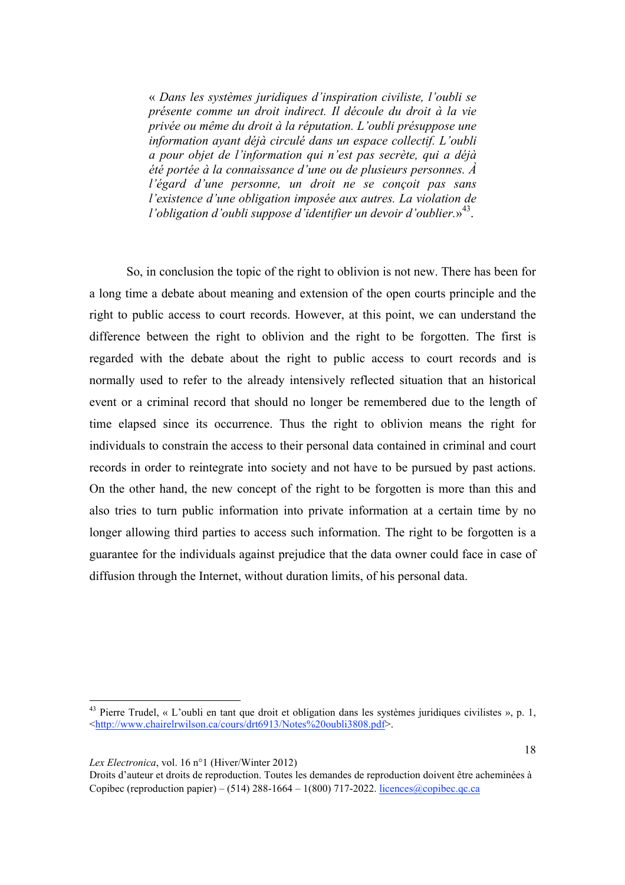> « *Dans les systèmes juridiques d'inspiration civiliste, l'oubli se présente comme un droit indirect. Il découle du droit à la vie privée ou même du droit à la réputation. L'oubli présuppose une information ayant déjà circulé dans un espace collectif. L'oubli a pour objet de l'information qui n'est pas secrète, qui a déjà été portée à la connaissance d'une ou de plusieurs personnes. À l'égard d'une personne, un droit ne se conçoit pas sans l'existence d'une obligation imposée aux autres. La violation de l'obligation d'oubli suppose d'identifier un devoir d'oublier.*»[43].

So, in conclusion the topic of the right to oblivion is not new. There has been for a long time a debate about meaning and extension of the open courts principle and the right to public access to court records. However, at this point, we can understand the difference between the right to oblivion and the right to be forgotten. The first is regarded with the debate about the right to public access to court records and is normally used to refer to the already intensively reflected situation that an historical event or a criminal record that should no longer be remembered due to the length of time elapsed since its occurrence. Thus the right to oblivion means the right for individuals to constrain the access to their personal data contained in criminal and court records in order to reintegrate into society and not have to be pursued by past actions. On the other hand, the new concept of the right to be forgotten is more than this and also tries to turn public information into private information at a certain time by no longer allowing third parties to access such information. The right to be forgotten is a guarantee for the individuals against prejudice that the data owner could face in case of diffusion through the Internet, without duration limits, of his personal data.

---

[43] Pierre Trudel, « L'oubli en tant que droit et obligation dans les systèmes juridiques civilistes », p. 1, <http://www.chairelrwilson.ca/cours/drt6913/Notes%20oubli3808.pdf>.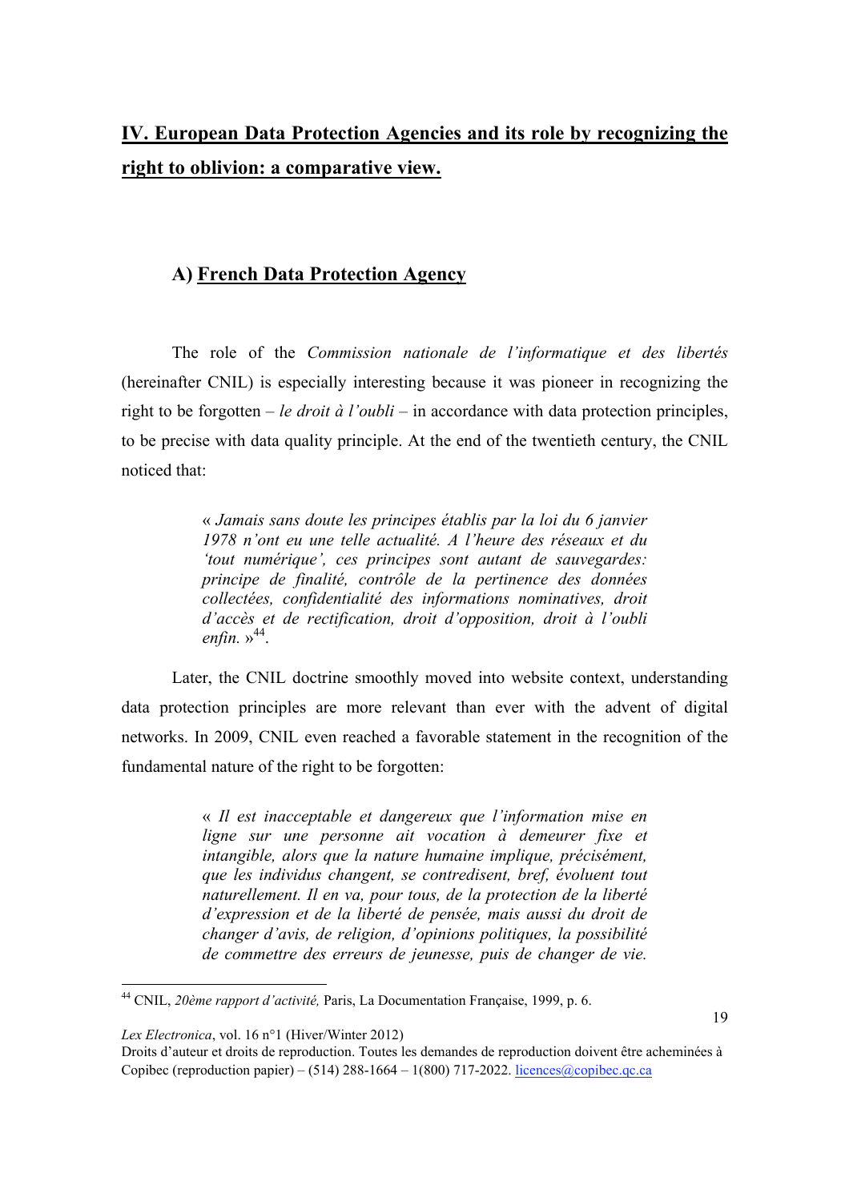## IV. European Data Protection Agencies and its role by recognizing the right to oblivion: a comparative view.

### A) French Data Protection Agency

The role of the *Commission nationale de l'informatique et des libertés* (hereinafter CNIL) is especially interesting because it was pioneer in recognizing the right to be forgotten – *le droit à l'oubli* – in accordance with data protection principles, to be precise with data quality principle. At the end of the twentieth century, the CNIL noticed that:

> « *Jamais sans doute les principes établis par la loi du 6 janvier 1978 n'ont eu une telle actualité. A l'heure des réseaux et du 'tout numérique', ces principes sont autant de sauvegardes: principe de finalité, contrôle de la pertinence des données collectées, confidentialité des informations nominatives, droit d'accès et de rectification, droit d'opposition, droit à l'oubli enfin.* »[44].

Later, the CNIL doctrine smoothly moved into website context, understanding data protection principles are more relevant than ever with the advent of digital networks. In 2009, CNIL even reached a favorable statement in the recognition of the fundamental nature of the right to be forgotten:

> « *Il est inacceptable et dangereux que l'information mise en ligne sur une personne ait vocation à demeurer fixe et intangible, alors que la nature humaine implique, précisément, que les individus changent, se contredisent, bref, évoluent tout naturellement. Il en va, pour tous, de la protection de la liberté d'expression et de la liberté de pensée, mais aussi du droit de changer d'avis, de religion, d'opinions politiques, la possibilité de commettre des erreurs de jeunesse, puis de changer de vie.*

---

[44] CNIL, *20ème rapport d'activité,* Paris, La Documentation Française, 1999, p. 6.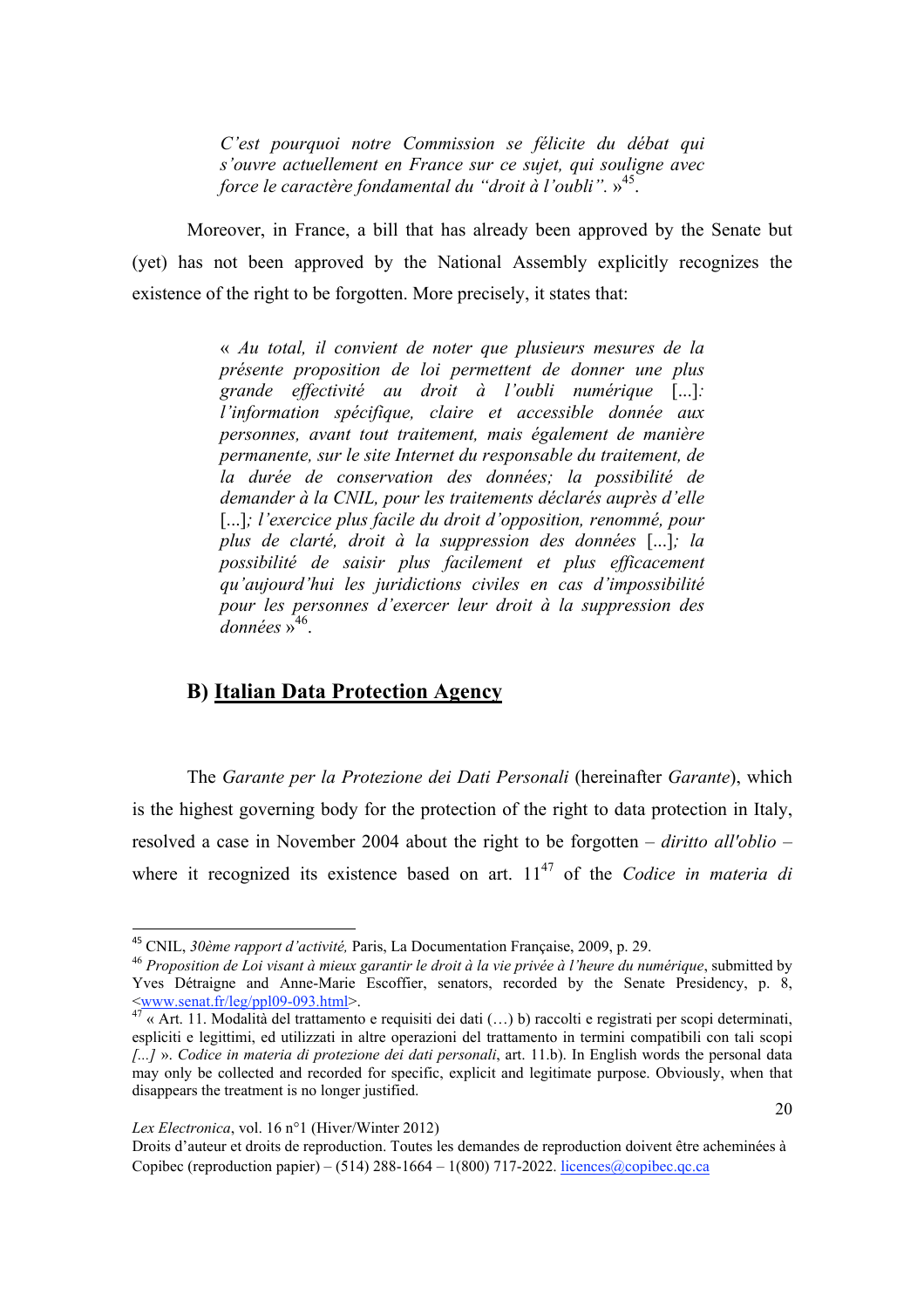> *C'est pourquoi notre Commission se félicite du débat qui s'ouvre actuellement en France sur ce sujet, qui souligne avec force le caractère fondamental du "droit à l'oubli".* »[45].

Moreover, in France, a bill that has already been approved by the Senate but (yet) has not been approved by the National Assembly explicitly recognizes the existence of the right to be forgotten. More precisely, it states that:

> « *Au total, il convient de noter que plusieurs mesures de la présente proposition de loi permettent de donner une plus grande effectivité au droit à l'oubli numérique* [...]*: l'information spécifique, claire et accessible donnée aux personnes, avant tout traitement, mais également de manière permanente, sur le site Internet du responsable du traitement, de la durée de conservation des données; la possibilité de demander à la CNIL, pour les traitements déclarés auprès d'elle* [...]*; l'exercice plus facile du droit d'opposition, renommé, pour plus de clarté, droit à la suppression des données* [...]*; la possibilité de saisir plus facilement et plus efficacement qu'aujourd'hui les juridictions civiles en cas d'impossibilité pour les personnes d'exercer leur droit à la suppression des données* »[46].

## B) Italian Data Protection Agency

The *Garante per la Protezione dei Dati Personali* (hereinafter *Garante*), which is the highest governing body for the protection of the right to data protection in Italy, resolved a case in November 2004 about the right to be forgotten – *diritto all'oblio* – where it recognized its existence based on art. 11[47] of the *Codice in materia di*

---

[45] CNIL, *30ème rapport d'activité,* Paris, La Documentation Française, 2009, p. 29.

[46] *Proposition de Loi visant à mieux garantir le droit à la vie privée à l'heure du numérique*, submitted by Yves Détraigne and Anne-Marie Escoffier, senators, recorded by the Senate Presidency, p. 8, <www.senat.fr/leg/ppl09-093.html>.

[47] « Art. 11. Modalità del trattamento e requisiti dei dati (…) b) raccolti e registrati per scopi determinati, espliciti e legittimi, ed utilizzati in altre operazioni del trattamento in termini compatibili con tali scopi *[...]* ». *Codice in materia di protezione dei dati personali*, art. 11.b). In English words the personal data may only be collected and recorded for specific, explicit and legitimate purpose. Obviously, when that disappears the treatment is no longer justified.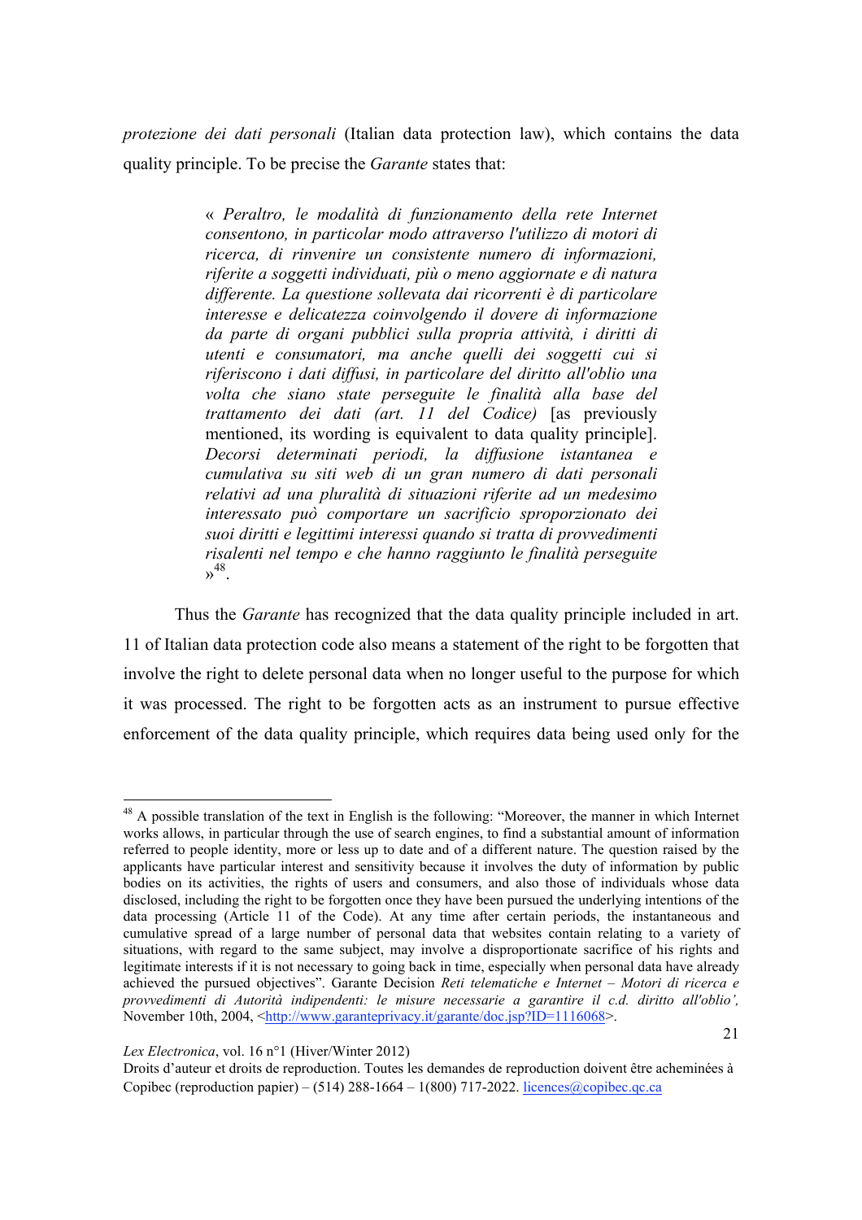*protezione dei dati personali* (Italian data protection law), which contains the data quality principle. To be precise the *Garante* states that:

> « *Peraltro, le modalità di funzionamento della rete Internet consentono, in particolar modo attraverso l'utilizzo di motori di ricerca, di rinvenire un consistente numero di informazioni, riferite a soggetti individuati, più o meno aggiornate e di natura differente. La questione sollevata dai ricorrenti è di particolare interesse e delicatezza coinvolgendo il dovere di informazione da parte di organi pubblici sulla propria attività, i diritti di utenti e consumatori, ma anche quelli dei soggetti cui si riferiscono i dati diffusi, in particolare del diritto all'oblio una volta che siano state perseguite le finalità alla base del trattamento dei dati (art. 11 del Codice)* [as previously mentioned, its wording is equivalent to data quality principle]. *Decorsi determinati periodi, la diffusione istantanea e cumulativa su siti web di un gran numero di dati personali relativi ad una pluralità di situazioni riferite ad un medesimo interessato può comportare un sacrificio sproporzionato dei suoi diritti e legittimi interessi quando si tratta di provvedimenti risalenti nel tempo e che hanno raggiunto le finalità perseguite* »[48].

Thus the *Garante* has recognized that the data quality principle included in art. 11 of Italian data protection code also means a statement of the right to be forgotten that involve the right to delete personal data when no longer useful to the purpose for which it was processed. The right to be forgotten acts as an instrument to pursue effective enforcement of the data quality principle, which requires data being used only for the

---

[48] A possible translation of the text in English is the following: "Moreover, the manner in which Internet works allows, in particular through the use of search engines, to find a substantial amount of information referred to people identity, more or less up to date and of a different nature. The question raised by the applicants have particular interest and sensitivity because it involves the duty of information by public bodies on its activities, the rights of users and consumers, and also those of individuals whose data disclosed, including the right to be forgotten once they have been pursued the underlying intentions of the data processing (Article 11 of the Code). At any time after certain periods, the instantaneous and cumulative spread of a large number of personal data that websites contain relating to a variety of situations, with regard to the same subject, may involve a disproportionate sacrifice of his rights and legitimate interests if it is not necessary to going back in time, especially when personal data have already achieved the pursued objectives". Garante Decision *Reti telematiche e Internet – Motori di ricerca e provvedimenti di Autorità indipendenti: le misure necessarie a garantire il c.d. diritto all'oblio',* November 10th, 2004, <http://www.garanteprivacy.it/garante/doc.jsp?ID=1116068>.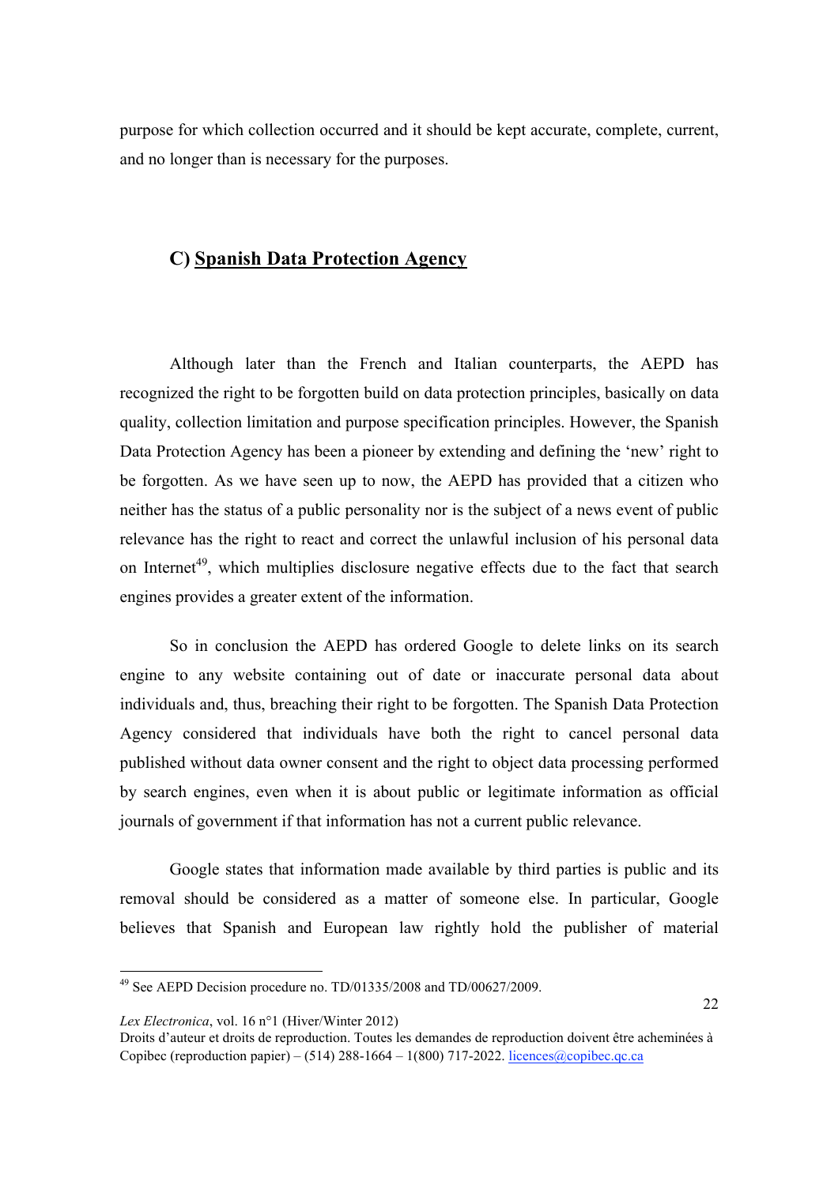purpose for which collection occurred and it should be kept accurate, complete, current, and no longer than is necessary for the purposes.

### C) <u>Spanish Data Protection Agency</u>

Although later than the French and Italian counterparts, the AEPD has recognized the right to be forgotten build on data protection principles, basically on data quality, collection limitation and purpose specification principles. However, the Spanish Data Protection Agency has been a pioneer by extending and defining the 'new' right to be forgotten. As we have seen up to now, the AEPD has provided that a citizen who neither has the status of a public personality nor is the subject of a news event of public relevance has the right to react and correct the unlawful inclusion of his personal data on Internet[49], which multiplies disclosure negative effects due to the fact that search engines provides a greater extent of the information.

So in conclusion the AEPD has ordered Google to delete links on its search engine to any website containing out of date or inaccurate personal data about individuals and, thus, breaching their right to be forgotten. The Spanish Data Protection Agency considered that individuals have both the right to cancel personal data published without data owner consent and the right to object data processing performed by search engines, even when it is about public or legitimate information as official journals of government if that information has not a current public relevance.

Google states that information made available by third parties is public and its removal should be considered as a matter of someone else. In particular, Google believes that Spanish and European law rightly hold the publisher of material

---

[49] See AEPD Decision procedure no. TD/01335/2008 and TD/00627/2009.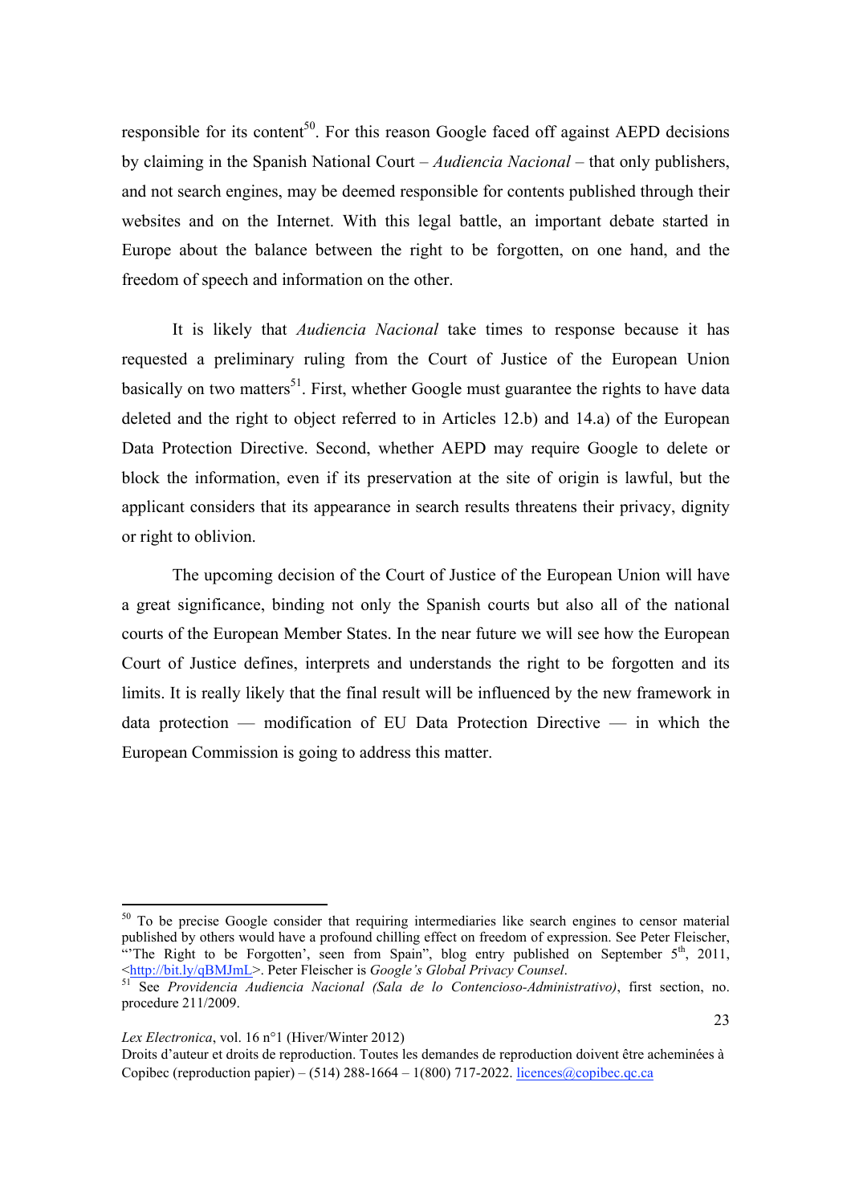responsible for its content[50]. For this reason Google faced off against AEPD decisions by claiming in the Spanish National Court – *Audiencia Nacional* – that only publishers, and not search engines, may be deemed responsible for contents published through their websites and on the Internet. With this legal battle, an important debate started in Europe about the balance between the right to be forgotten, on one hand, and the freedom of speech and information on the other.

It is likely that *Audiencia Nacional* take times to response because it has requested a preliminary ruling from the Court of Justice of the European Union basically on two matters[51]. First, whether Google must guarantee the rights to have data deleted and the right to object referred to in Articles 12.b) and 14.a) of the European Data Protection Directive. Second, whether AEPD may require Google to delete or block the information, even if its preservation at the site of origin is lawful, but the applicant considers that its appearance in search results threatens their privacy, dignity or right to oblivion.

The upcoming decision of the Court of Justice of the European Union will have a great significance, binding not only the Spanish courts but also all of the national courts of the European Member States. In the near future we will see how the European Court of Justice defines, interprets and understands the right to be forgotten and its limits. It is really likely that the final result will be influenced by the new framework in data protection — modification of EU Data Protection Directive — in which the European Commission is going to address this matter.

---

[50] To be precise Google consider that requiring intermediaries like search engines to censor material published by others would have a profound chilling effect on freedom of expression. See Peter Fleischer, "'The Right to be Forgotten', seen from Spain", blog entry published on September 5th, 2011, <http://bit.ly/qBMJmL>. Peter Fleischer is *Google's Global Privacy Counsel*.

[51] See *Providencia Audiencia Nacional (Sala de lo Contencioso-Administrativo)*, first section, no. procedure 211/2009.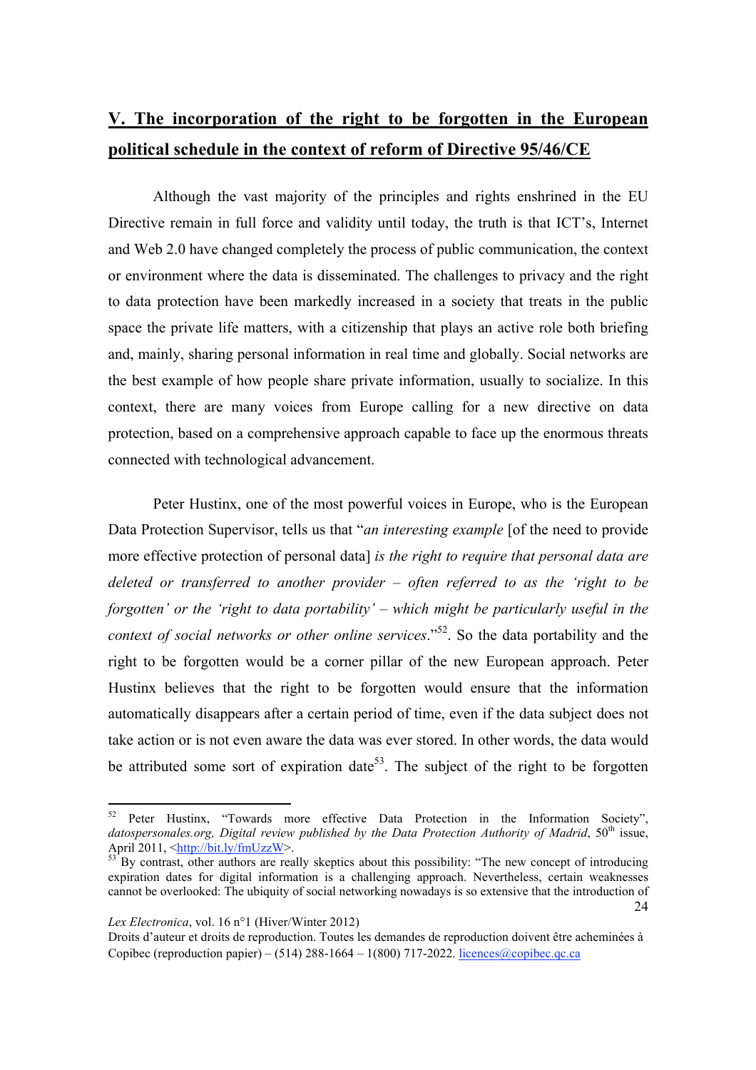## V. The incorporation of the right to be forgotten in the European political schedule in the context of reform of Directive 95/46/CE

Although the vast majority of the principles and rights enshrined in the EU Directive remain in full force and validity until today, the truth is that ICT's, Internet and Web 2.0 have changed completely the process of public communication, the context or environment where the data is disseminated. The challenges to privacy and the right to data protection have been markedly increased in a society that treats in the public space the private life matters, with a citizenship that plays an active role both briefing and, mainly, sharing personal information in real time and globally. Social networks are the best example of how people share private information, usually to socialize. In this context, there are many voices from Europe calling for a new directive on data protection, based on a comprehensive approach capable to face up the enormous threats connected with technological advancement.

Peter Hustinx, one of the most powerful voices in Europe, who is the European Data Protection Supervisor, tells us that "*an interesting example* [of the need to provide more effective protection of personal data] *is the right to require that personal data are deleted or transferred to another provider – often referred to as the 'right to be forgotten' or the 'right to data portability' – which might be particularly useful in the context of social networks or other online services*."[52]. So the data portability and the right to be forgotten would be a corner pillar of the new European approach. Peter Hustinx believes that the right to be forgotten would ensure that the information automatically disappears after a certain period of time, even if the data subject does not take action or is not even aware the data was ever stored. In other words, the data would be attributed some sort of expiration date[53]. The subject of the right to be forgotten

---

[52] Peter Hustinx, "Towards more effective Data Protection in the Information Society", *datospersonales.org, Digital review published by the Data Protection Authority of Madrid*, 50th issue, April 2011, <http://bit.ly/fmUzzW>.

[53] By contrast, other authors are really skeptics about this possibility: "The new concept of introducing expiration dates for digital information is a challenging approach. Nevertheless, certain weaknesses cannot be overlooked: The ubiquity of social networking nowadays is so extensive that the introduction of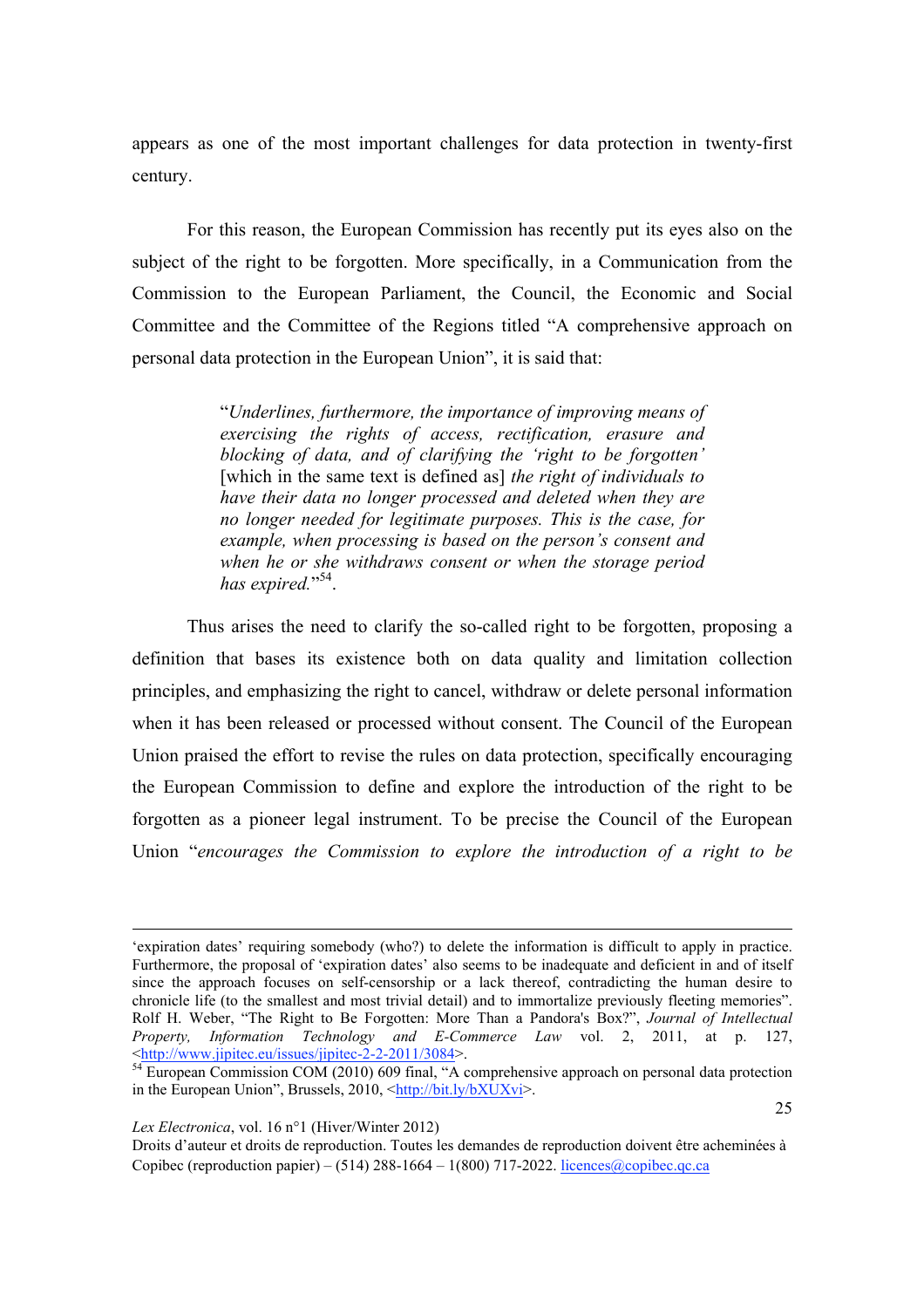appears as one of the most important challenges for data protection in twenty-first century.

For this reason, the European Commission has recently put its eyes also on the subject of the right to be forgotten. More specifically, in a Communication from the Commission to the European Parliament, the Council, the Economic and Social Committee and the Committee of the Regions titled "A comprehensive approach on personal data protection in the European Union", it is said that:

> "*Underlines, furthermore, the importance of improving means of exercising the rights of access, rectification, erasure and blocking of data, and of clarifying the 'right to be forgotten'* [which in the same text is defined as] *the right of individuals to have their data no longer processed and deleted when they are no longer needed for legitimate purposes. This is the case, for example, when processing is based on the person's consent and when he or she withdraws consent or when the storage period has expired.*"[54].

Thus arises the need to clarify the so-called right to be forgotten, proposing a definition that bases its existence both on data quality and limitation collection principles, and emphasizing the right to cancel, withdraw or delete personal information when it has been released or processed without consent. The Council of the European Union praised the effort to revise the rules on data protection, specifically encouraging the European Commission to define and explore the introduction of the right to be forgotten as a pioneer legal instrument. To be precise the Council of the European Union "*encourages the Commission to explore the introduction of a right to be*

---

'expiration dates' requiring somebody (who?) to delete the information is difficult to apply in practice. Furthermore, the proposal of 'expiration dates' also seems to be inadequate and deficient in and of itself since the approach focuses on self-censorship or a lack thereof, contradicting the human desire to chronicle life (to the smallest and most trivial detail) and to immortalize previously fleeting memories". Rolf H. Weber, "The Right to Be Forgotten: More Than a Pandora's Box?", *Journal of Intellectual Property, Information Technology and E-Commerce Law* vol. 2, 2011, at p. 127, <http://www.jipitec.eu/issues/jipitec-2-2-2011/3084>.

[54] European Commission COM (2010) 609 final, "A comprehensive approach on personal data protection in the European Union", Brussels, 2010, <http://bit.ly/bXUXvi>.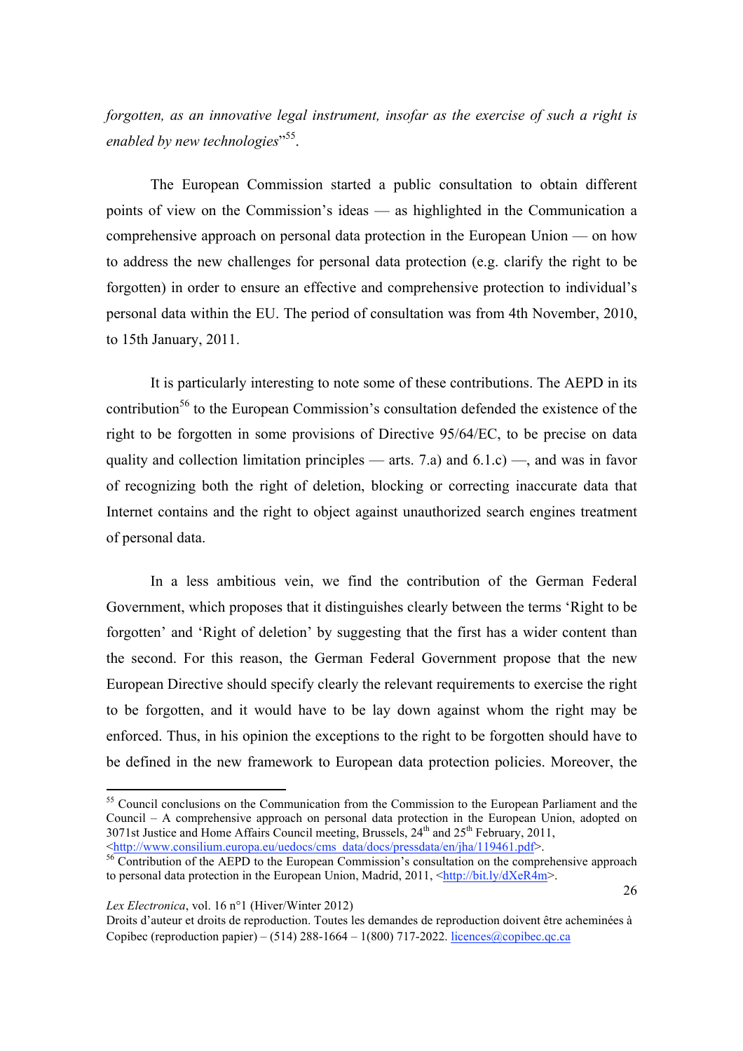*forgotten, as an innovative legal instrument, insofar as the exercise of such a right is enabled by new technologies*"[55].

The European Commission started a public consultation to obtain different points of view on the Commission's ideas — as highlighted in the Communication a comprehensive approach on personal data protection in the European Union — on how to address the new challenges for personal data protection (e.g. clarify the right to be forgotten) in order to ensure an effective and comprehensive protection to individual's personal data within the EU. The period of consultation was from 4th November, 2010, to 15th January, 2011.

It is particularly interesting to note some of these contributions. The AEPD in its contribution[56] to the European Commission's consultation defended the existence of the right to be forgotten in some provisions of Directive 95/64/EC, to be precise on data quality and collection limitation principles — arts. 7.a) and 6.1.c) —, and was in favor of recognizing both the right of deletion, blocking or correcting inaccurate data that Internet contains and the right to object against unauthorized search engines treatment of personal data.

In a less ambitious vein, we find the contribution of the German Federal Government, which proposes that it distinguishes clearly between the terms 'Right to be forgotten' and 'Right of deletion' by suggesting that the first has a wider content than the second. For this reason, the German Federal Government propose that the new European Directive should specify clearly the relevant requirements to exercise the right to be forgotten, and it would have to be lay down against whom the right may be enforced. Thus, in his opinion the exceptions to the right to be forgotten should have to be defined in the new framework to European data protection policies. Moreover, the

---

[55] Council conclusions on the Communication from the Commission to the European Parliament and the Council – A comprehensive approach on personal data protection in the European Union, adopted on 3071st Justice and Home Affairs Council meeting, Brussels, 24th and 25th February, 2011, <http://www.consilium.europa.eu/uedocs/cms_data/docs/pressdata/en/jha/119461.pdf>.

[56] Contribution of the AEPD to the European Commission's consultation on the comprehensive approach to personal data protection in the European Union, Madrid, 2011, <http://bit.ly/dXeR4m>.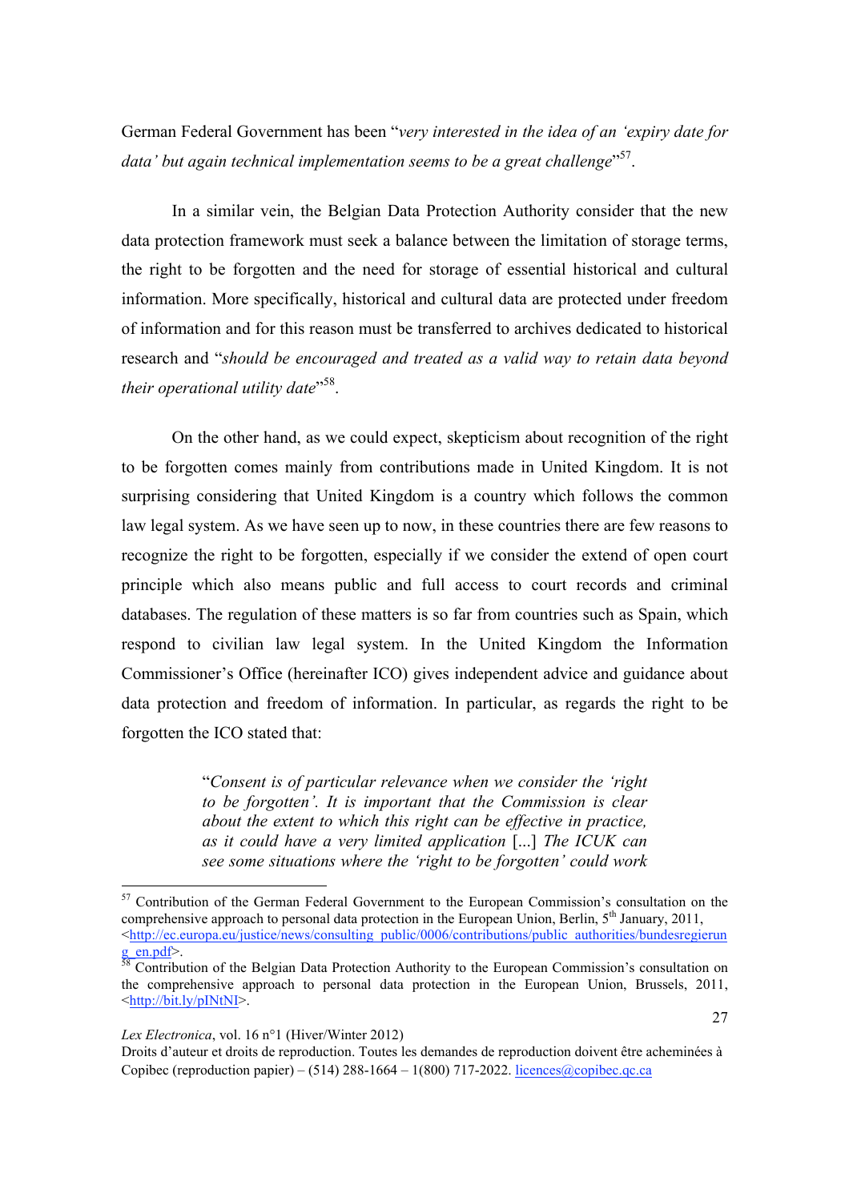German Federal Government has been "*very interested in the idea of an 'expiry date for data' but again technical implementation seems to be a great challenge*"[57].

In a similar vein, the Belgian Data Protection Authority consider that the new data protection framework must seek a balance between the limitation of storage terms, the right to be forgotten and the need for storage of essential historical and cultural information. More specifically, historical and cultural data are protected under freedom of information and for this reason must be transferred to archives dedicated to historical research and "*should be encouraged and treated as a valid way to retain data beyond their operational utility date*"[58].

On the other hand, as we could expect, skepticism about recognition of the right to be forgotten comes mainly from contributions made in United Kingdom. It is not surprising considering that United Kingdom is a country which follows the common law legal system. As we have seen up to now, in these countries there are few reasons to recognize the right to be forgotten, especially if we consider the extend of open court principle which also means public and full access to court records and criminal databases. The regulation of these matters is so far from countries such as Spain, which respond to civilian law legal system. In the United Kingdom the Information Commissioner's Office (hereinafter ICO) gives independent advice and guidance about data protection and freedom of information. In particular, as regards the right to be forgotten the ICO stated that:

> "*Consent is of particular relevance when we consider the 'right to be forgotten'. It is important that the Commission is clear about the extent to which this right can be effective in practice, as it could have a very limited application* [...] *The ICUK can see some situations where the 'right to be forgotten' could work*

---

[57] Contribution of the German Federal Government to the European Commission's consultation on the comprehensive approach to personal data protection in the European Union, Berlin, 5th January, 2011, <http://ec.europa.eu/justice/news/consulting_public/0006/contributions/public_authorities/bundesregierung_en.pdf>.

[58] Contribution of the Belgian Data Protection Authority to the European Commission's consultation on the comprehensive approach to personal data protection in the European Union, Brussels, 2011, <http://bit.ly/pINtNI>.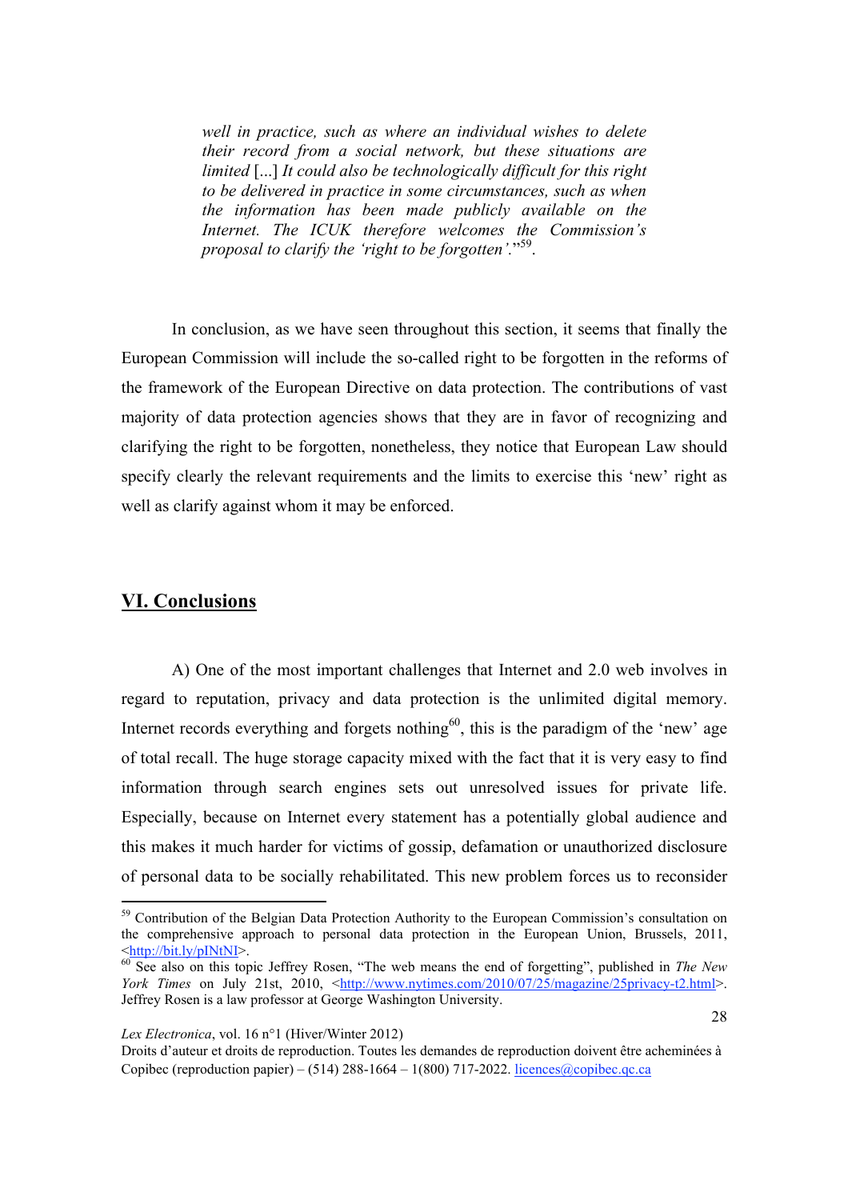> *well in practice, such as where an individual wishes to delete their record from a social network, but these situations are limited* [...] *It could also be technologically difficult for this right to be delivered in practice in some circumstances, such as when the information has been made publicly available on the Internet. The ICUK therefore welcomes the Commission's proposal to clarify the 'right to be forgotten'.*"[59].

In conclusion, as we have seen throughout this section, it seems that finally the European Commission will include the so-called right to be forgotten in the reforms of the framework of the European Directive on data protection. The contributions of vast majority of data protection agencies shows that they are in favor of recognizing and clarifying the right to be forgotten, nonetheless, they notice that European Law should specify clearly the relevant requirements and the limits to exercise this 'new' right as well as clarify against whom it may be enforced.

## VI. Conclusions

A) One of the most important challenges that Internet and 2.0 web involves in regard to reputation, privacy and data protection is the unlimited digital memory. Internet records everything and forgets nothing[60], this is the paradigm of the 'new' age of total recall. The huge storage capacity mixed with the fact that it is very easy to find information through search engines sets out unresolved issues for private life. Especially, because on Internet every statement has a potentially global audience and this makes it much harder for victims of gossip, defamation or unauthorized disclosure of personal data to be socially rehabilitated. This new problem forces us to reconsider

---

[59] Contribution of the Belgian Data Protection Authority to the European Commission's consultation on the comprehensive approach to personal data protection in the European Union, Brussels, 2011, <http://bit.ly/pINtNI>.

[60] See also on this topic Jeffrey Rosen, "The web means the end of forgetting", published in *The New York Times* on July 21st, 2010, <http://www.nytimes.com/2010/07/25/magazine/25privacy-t2.html>. Jeffrey Rosen is a law professor at George Washington University.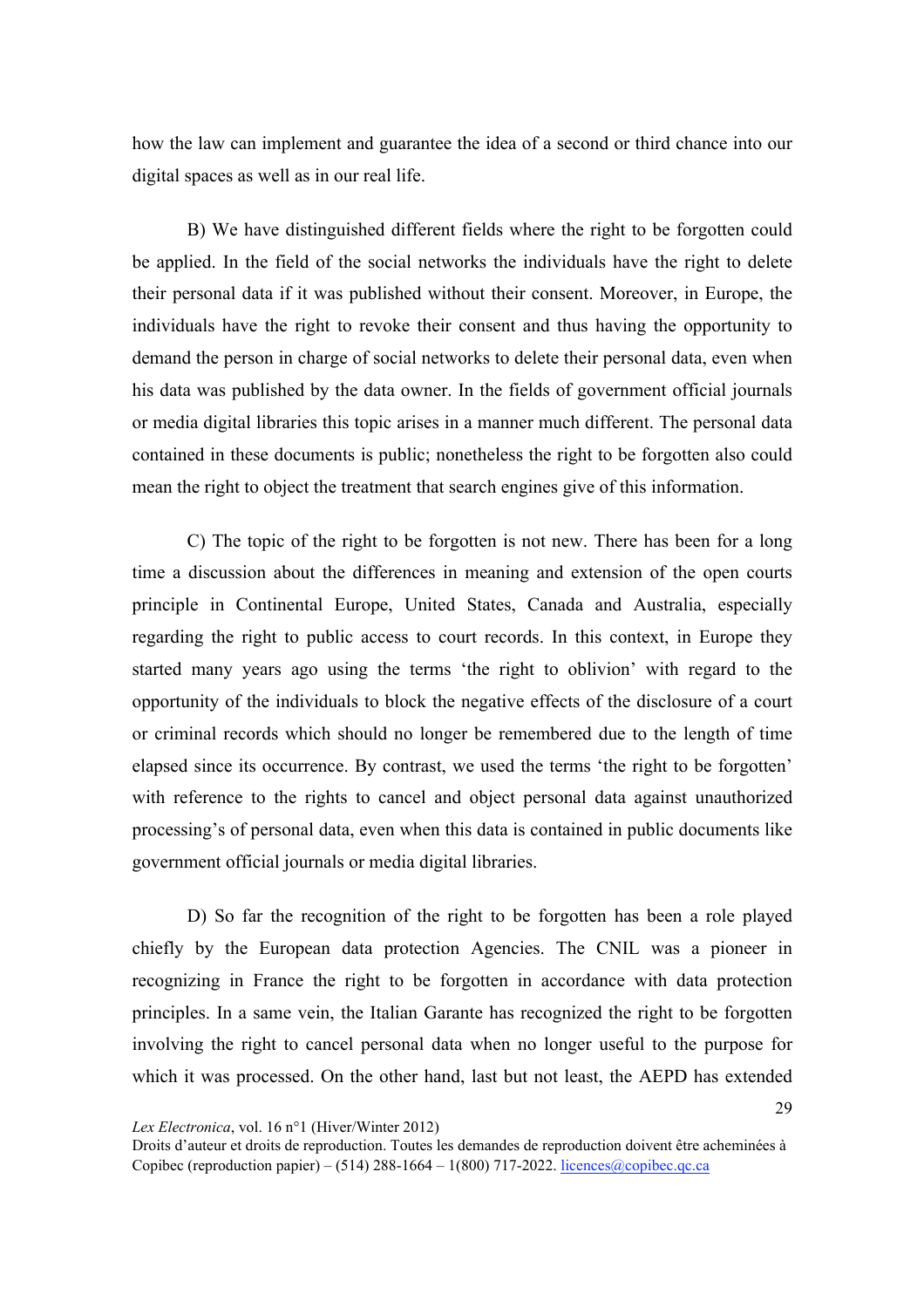how the law can implement and guarantee the idea of a second or third chance into our digital spaces as well as in our real life.

B) We have distinguished different fields where the right to be forgotten could be applied. In the field of the social networks the individuals have the right to delete their personal data if it was published without their consent. Moreover, in Europe, the individuals have the right to revoke their consent and thus having the opportunity to demand the person in charge of social networks to delete their personal data, even when his data was published by the data owner. In the fields of government official journals or media digital libraries this topic arises in a manner much different. The personal data contained in these documents is public; nonetheless the right to be forgotten also could mean the right to object the treatment that search engines give of this information.

C) The topic of the right to be forgotten is not new. There has been for a long time a discussion about the differences in meaning and extension of the open courts principle in Continental Europe, United States, Canada and Australia, especially regarding the right to public access to court records. In this context, in Europe they started many years ago using the terms 'the right to oblivion' with regard to the opportunity of the individuals to block the negative effects of the disclosure of a court or criminal records which should no longer be remembered due to the length of time elapsed since its occurrence. By contrast, we used the terms 'the right to be forgotten' with reference to the rights to cancel and object personal data against unauthorized processing's of personal data, even when this data is contained in public documents like government official journals or media digital libraries.

D) So far the recognition of the right to be forgotten has been a role played chiefly by the European data protection Agencies. The CNIL was a pioneer in recognizing in France the right to be forgotten in accordance with data protection principles. In a same vein, the Italian Garante has recognized the right to be forgotten involving the right to cancel personal data when no longer useful to the purpose for which it was processed. On the other hand, last but not least, the AEPD has extended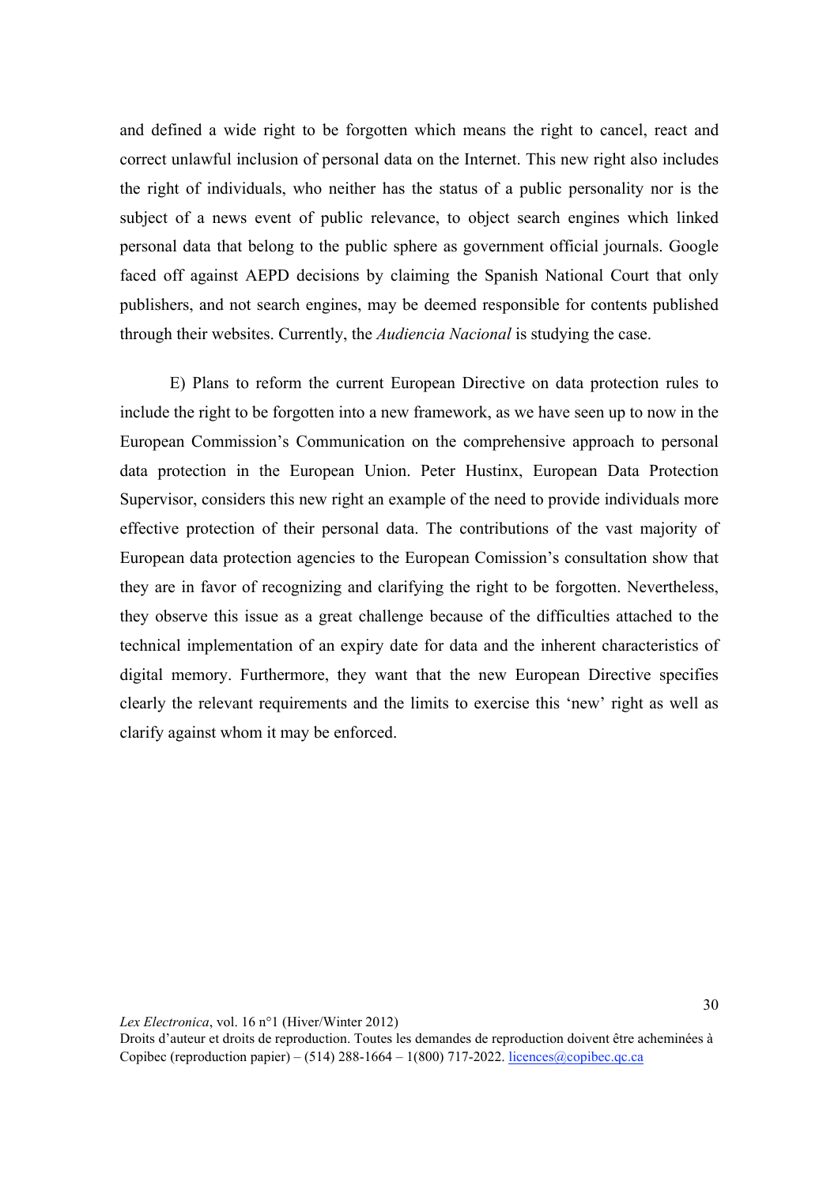and defined a wide right to be forgotten which means the right to cancel, react and correct unlawful inclusion of personal data on the Internet. This new right also includes the right of individuals, who neither has the status of a public personality nor is the subject of a news event of public relevance, to object search engines which linked personal data that belong to the public sphere as government official journals. Google faced off against AEPD decisions by claiming the Spanish National Court that only publishers, and not search engines, may be deemed responsible for contents published through their websites. Currently, the *Audiencia Nacional* is studying the case.

E) Plans to reform the current European Directive on data protection rules to include the right to be forgotten into a new framework, as we have seen up to now in the European Commission's Communication on the comprehensive approach to personal data protection in the European Union. Peter Hustinx, European Data Protection Supervisor, considers this new right an example of the need to provide individuals more effective protection of their personal data. The contributions of the vast majority of European data protection agencies to the European Comission's consultation show that they are in favor of recognizing and clarifying the right to be forgotten. Nevertheless, they observe this issue as a great challenge because of the difficulties attached to the technical implementation of an expiry date for data and the inherent characteristics of digital memory. Furthermore, they want that the new European Directive specifies clearly the relevant requirements and the limits to exercise this 'new' right as well as clarify against whom it may be enforced.